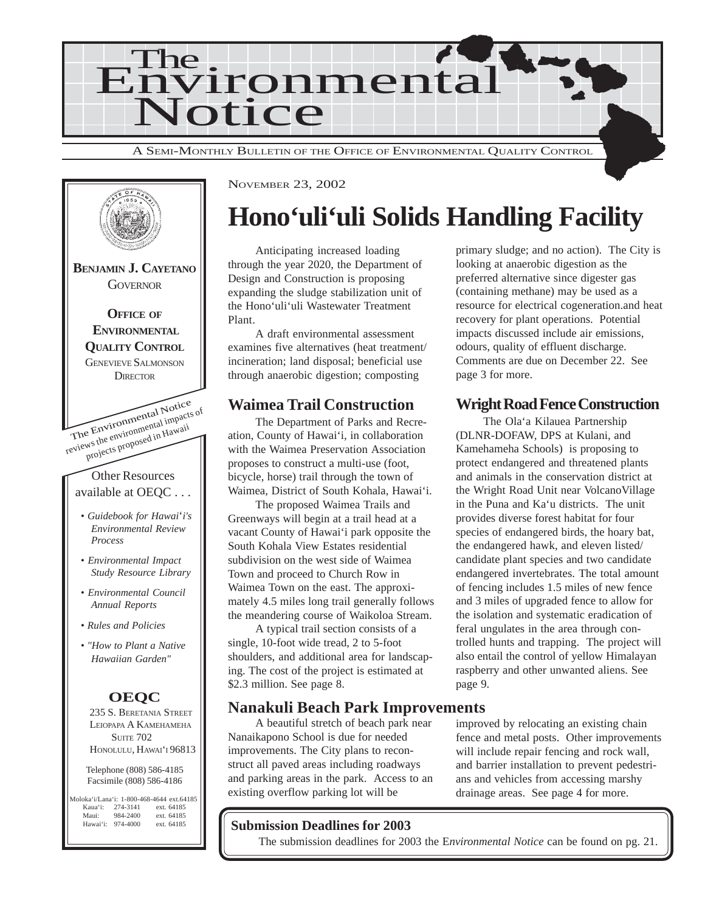# The Environmental Notice

A SEMI-MONTHLY BULLETIN OF THE OFFICE OF ENVIRONMENTAL QUALITY CONTROL

**BENJAMIN J. CAYETANO**
GOVERNOR

**OFFICE OF ENVIRONMENTAL QUALITY CONTROL**
GENEVIEVE SALMONSON
DIRECTOR

The Environmental Notice reviews the environmental impacts of projects proposed in Hawaii

Other Resources available at OEQC . . .

- *Guidebook for Hawai'i's Environmental Review Process*
- *Environmental Impact Study Resource Library*
- *Environmental Council Annual Reports*
- *Rules and Policies*
- *"How to Plant a Native Hawaiian Garden"*

**OEQC**
235 S. BERETANIA STREET
LEIOPAPA A KAMEHAMEHA
SUITE 702
HONOLULU, HAWAI'I 96813

Telephone (808) 586-4185
Facsimile (808) 586-4186

| | | |
|---|---|---|
| Moloka'i/Lana'i: | 1-800-468-4644 | ext.64185 |
| Kaua'i: | 274-3141 | ext. 64185 |
| Maui: | 984-2400 | ext. 64185 |
| Hawai'i: | 974-4000 | ext. 64185 |

NOVEMBER 23, 2002

# Hono'uli'uli Solids Handling Facility

Anticipating increased loading through the year 2020, the Department of Design and Construction is proposing expanding the sludge stabilization unit of the Hono'uli'uli Wastewater Treatment Plant.

A draft environmental assessment examines five alternatives (heat treatment/ incineration; land disposal; beneficial use through anaerobic digestion; composting primary sludge; and no action). The City is looking at anaerobic digestion as the preferred alternative since digester gas (containing methane) may be used as a resource for electrical cogeneration.and heat recovery for plant operations. Potential impacts discussed include air emissions, odours, quality of effluent discharge. Comments are due on December 22. See page 3 for more.

## Waimea Trail Construction

The Department of Parks and Recreation, County of Hawai'i, in collaboration with the Waimea Preservation Association proposes to construct a multi-use (foot, bicycle, horse) trail through the town of Waimea, District of South Kohala, Hawai'i.

The proposed Waimea Trails and Greenways will begin at a trail head at a vacant County of Hawai'i park opposite the South Kohala View Estates residential subdivision on the west side of Waimea Town and proceed to Church Row in Waimea Town on the east. The approximately 4.5 miles long trail generally follows the meandering course of Waikoloa Stream.

A typical trail section consists of a single, 10-foot wide tread, 2 to 5-foot shoulders, and additional area for landscaping. The cost of the project is estimated at $2.3 million. See page 8.

## Wright Road Fence Construction

The Ola'a Kilauea Partnership (DLNR-DOFAW, DPS at Kulani, and Kamehameha Schools) is proposing to protect endangered and threatened plants and animals in the conservation district at the Wright Road Unit near VolcanoVillage in the Puna and Ka'u districts. The unit provides diverse forest habitat for four species of endangered birds, the hoary bat, the endangered hawk, and eleven listed/ candidate plant species and two candidate endangered invertebrates. The total amount of fencing includes 1.5 miles of new fence and 3 miles of upgraded fence to allow for the isolation and systematic eradication of feral ungulates in the area through controlled hunts and trapping. The project will also entail the control of yellow Himalayan raspberry and other unwanted aliens. See page 9.

## Nanakuli Beach Park Improvements

A beautiful stretch of beach park near Nanaikapono School is due for needed improvements. The City plans to reconstruct all paved areas including roadways and parking areas in the park. Access to an existing overflow parking lot will be improved by relocating an existing chain fence and metal posts. Other improvements will include repair fencing and rock wall, and barrier installation to prevent pedestrians and vehicles from accessing marshy drainage areas. See page 4 for more.

**Submission Deadlines for 2003**

The submission deadlines for 2003 the E*nvironmental Notice* can be found on pg. 21.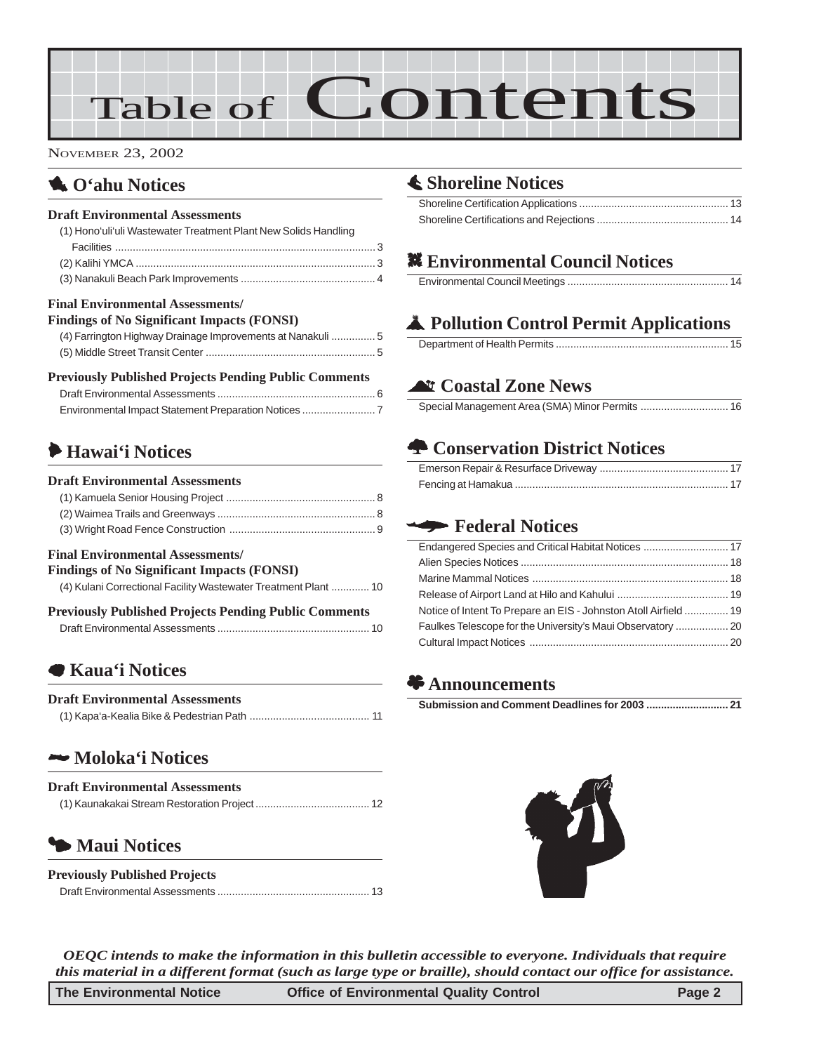# Table of Contents

NOVEMBER 23, 2002

## O'ahu Notices

### Draft Environmental Assessments

(1) Hono'uli'uli Wastewater Treatment Plant New Solids Handling Facilities ........ 3
(2) Kalihi YMCA ........ 3
(3) Nanakuli Beach Park Improvements ........ 4

### Final Environmental Assessments/ Findings of No Significant Impacts (FONSI)

(4) Farrington Highway Drainage Improvements at Nanakuli ........ 5
(5) Middle Street Transit Center ........ 5

### Previously Published Projects Pending Public Comments

Draft Environmental Assessments ........ 6
Environmental Impact Statement Preparation Notices ........ 7

## Hawai'i Notices

### Draft Environmental Assessments

(1) Kamuela Senior Housing Project ........ 8
(2) Waimea Trails and Greenways ........ 8
(3) Wright Road Fence Construction ........ 9

### Final Environmental Assessments/ Findings of No Significant Impacts (FONSI)

(4) Kulani Correctional Facility Wastewater Treatment Plant ........ 10

### Previously Published Projects Pending Public Comments

Draft Environmental Assessments ........ 10

## Kaua'i Notices

### Draft Environmental Assessments

(1) Kapa'a-Kealia Bike & Pedestrian Path ........ 11

## Moloka'i Notices

### Draft Environmental Assessments

(1) Kaunakakai Stream Restoration Project ........ 12

## Maui Notices

### Previously Published Projects

Draft Environmental Assessments ........ 13

## Shoreline Notices

Shoreline Certification Applications ........ 13
Shoreline Certifications and Rejections ........ 14

## Environmental Council Notices

Environmental Council Meetings ........ 14

## Pollution Control Permit Applications

Department of Health Permits ........ 15

## Coastal Zone News

Special Management Area (SMA) Minor Permits ........ 16

## Conservation District Notices

Emerson Repair & Resurface Driveway ........ 17
Fencing at Hamakua ........ 17

## Federal Notices

Endangered Species and Critical Habitat Notices ........ 17
Alien Species Notices ........ 18
Marine Mammal Notices ........ 18
Release of Airport Land at Hilo and Kahului ........ 19
Notice of Intent To Prepare an EIS - Johnston Atoll Airfield ........ 19
Faulkes Telescope for the University's Maui Observatory ........ 20
Cultural Impact Notices ........ 20

## Announcements

**Submission and Comment Deadlines for 2003 ........ 21**

*OEQC intends to make the information in this bulletin accessible to everyone. Individuals that require this material in a different format (such as large type or braille), should contact our office for assistance.*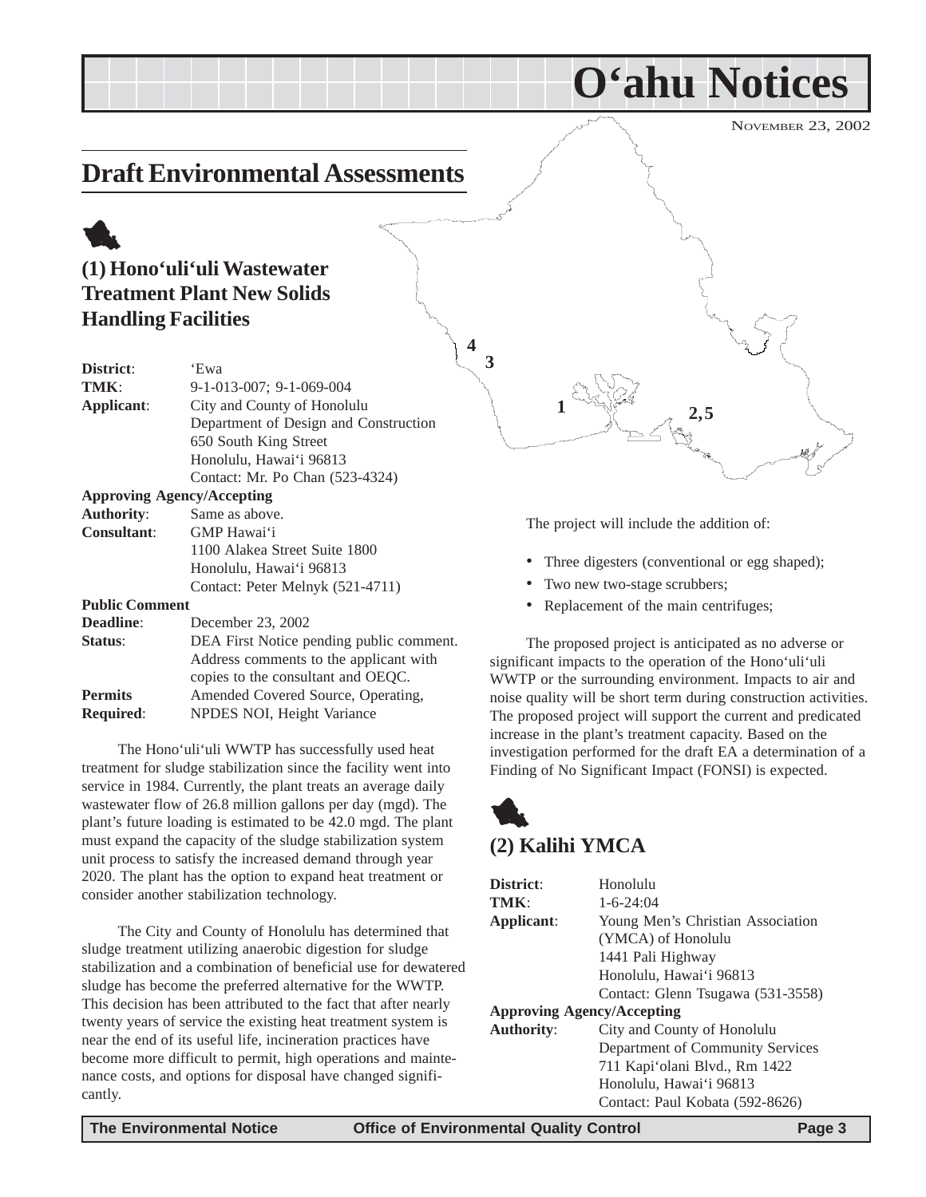# O'ahu Notices

NOVEMBER 23, 2002

## Draft Environmental Assessments

### (1) Hono'uli'uli Wastewater Treatment Plant New Solids Handling Facilities

**District**: 'Ewa
**TMK**: 9-1-013-007; 9-1-069-004
**Applicant**: City and County of Honolulu
Department of Design and Construction
650 South King Street
Honolulu, Hawai'i 96813
Contact: Mr. Po Chan (523-4324)

**Approving Agency/Accepting**
**Authority**: Same as above.
**Consultant**: GMP Hawai'i
1100 Alakea Street Suite 1800
Honolulu, Hawai'i 96813
Contact: Peter Melnyk (521-4711)

**Public Comment**
**Deadline**: December 23, 2002
**Status**: DEA First Notice pending public comment. Address comments to the applicant with copies to the consultant and OEQC.
**Permits Required**: Amended Covered Source, Operating, NPDES NOI, Height Variance

The Hono'uli'uli WWTP has successfully used heat treatment for sludge stabilization since the facility went into service in 1984. Currently, the plant treats an average daily wastewater flow of 26.8 million gallons per day (mgd). The plant's future loading is estimated to be 42.0 mgd. The plant must expand the capacity of the sludge stabilization system unit process to satisfy the increased demand through year 2020. The plant has the option to expand heat treatment or consider another stabilization technology.

The City and County of Honolulu has determined that sludge treatment utilizing anaerobic digestion for sludge stabilization and a combination of beneficial use for dewatered sludge has become the preferred alternative for the WWTP. This decision has been attributed to the fact that after nearly twenty years of service the existing heat treatment system is near the end of its useful life, incineration practices have become more difficult to permit, high operations and maintenance costs, and options for disposal have changed significantly.

The project will include the addition of:

- Three digesters (conventional or egg shaped);
- Two new two-stage scrubbers;
- Replacement of the main centrifuges;

The proposed project is anticipated as no adverse or significant impacts to the operation of the Hono'uli'uli WWTP or the surrounding environment. Impacts to air and noise quality will be short term during construction activities. The proposed project will support the current and predicated increase in the plant's treatment capacity. Based on the investigation performed for the draft EA a determination of a Finding of No Significant Impact (FONSI) is expected.

### (2) Kalihi YMCA

**District**: Honolulu
**TMK**: 1-6-24:04
**Applicant**: Young Men's Christian Association (YMCA) of Honolulu
1441 Pali Highway
Honolulu, Hawai'i 96813
Contact: Glenn Tsugawa (531-3558)

**Approving Agency/Accepting**
**Authority**: City and County of Honolulu
Department of Community Services
711 Kapi'olani Blvd., Rm 1422
Honolulu, Hawai'i 96813
Contact: Paul Kobata (592-8626)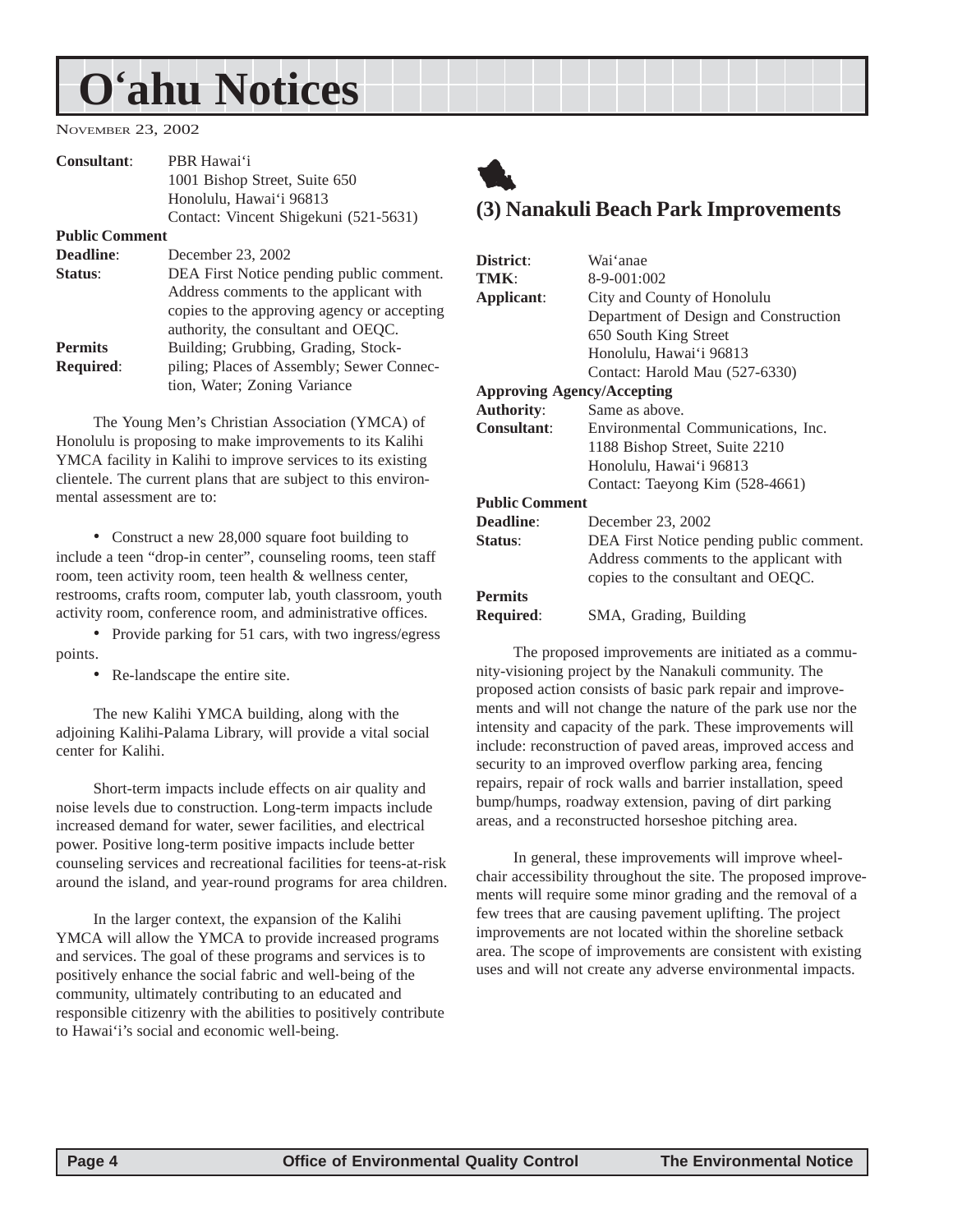# Oʻahu Notices

NOVEMBER 23, 2002

| | |
|---|---|
| **Consultant**: | PBR Hawaiʻi<br>1001 Bishop Street, Suite 650<br>Honolulu, Hawaiʻi 96813<br>Contact: Vincent Shigekuni (521-5631) |
| **Public Comment Deadline**: | December 23, 2002 |
| **Status**: | DEA First Notice pending public comment. Address comments to the applicant with copies to the approving agency or accepting authority, the consultant and OEQC. |
| **Permits Required**: | Building; Grubbing, Grading, Stockpiling; Places of Assembly; Sewer Connection, Water; Zoning Variance |

The Young Men's Christian Association (YMCA) of Honolulu is proposing to make improvements to its Kalihi YMCA facility in Kalihi to improve services to its existing clientele. The current plans that are subject to this environmental assessment are to:

- Construct a new 28,000 square foot building to include a teen "drop-in center", counseling rooms, teen staff room, teen activity room, teen health & wellness center, restrooms, crafts room, computer lab, youth classroom, youth activity room, conference room, and administrative offices.
- Provide parking for 51 cars, with two ingress/egress points.
- Re-landscape the entire site.

The new Kalihi YMCA building, along with the adjoining Kalihi-Palama Library, will provide a vital social center for Kalihi.

Short-term impacts include effects on air quality and noise levels due to construction. Long-term impacts include increased demand for water, sewer facilities, and electrical power. Positive long-term positive impacts include better counseling services and recreational facilities for teens-at-risk around the island, and year-round programs for area children.

In the larger context, the expansion of the Kalihi YMCA will allow the YMCA to provide increased programs and services. The goal of these programs and services is to positively enhance the social fabric and well-being of the community, ultimately contributing to an educated and responsible citizenry with the abilities to positively contribute to Hawaiʻi's social and economic well-being.

## (3) Nanakuli Beach Park Improvements

| | |
|---|---|
| **District**: | Waiʻanae |
| **TMK**: | 8-9-001:002 |
| **Applicant**: | City and County of Honolulu<br>Department of Design and Construction<br>650 South King Street<br>Honolulu, Hawaiʻi 96813<br>Contact: Harold Mau (527-6330) |
| **Approving Agency/Accepting Authority**: | Same as above. |
| **Consultant**: | Environmental Communications, Inc.<br>1188 Bishop Street, Suite 2210<br>Honolulu, Hawaiʻi 96813<br>Contact: Taeyong Kim (528-4661) |
| **Public Comment Deadline**: | December 23, 2002 |
| **Status**: | DEA First Notice pending public comment. Address comments to the applicant with copies to the consultant and OEQC. |
| **Permits Required**: | SMA, Grading, Building |

The proposed improvements are initiated as a community-visioning project by the Nanakuli community. The proposed action consists of basic park repair and improvements and will not change the nature of the park use nor the intensity and capacity of the park. These improvements will include: reconstruction of paved areas, improved access and security to an improved overflow parking area, fencing repairs, repair of rock walls and barrier installation, speed bump/humps, roadway extension, paving of dirt parking areas, and a reconstructed horseshoe pitching area.

In general, these improvements will improve wheelchair accessibility throughout the site. The proposed improvements will require some minor grading and the removal of a few trees that are causing pavement uplifting. The project improvements are not located within the shoreline setback area. The scope of improvements are consistent with existing uses and will not create any adverse environmental impacts.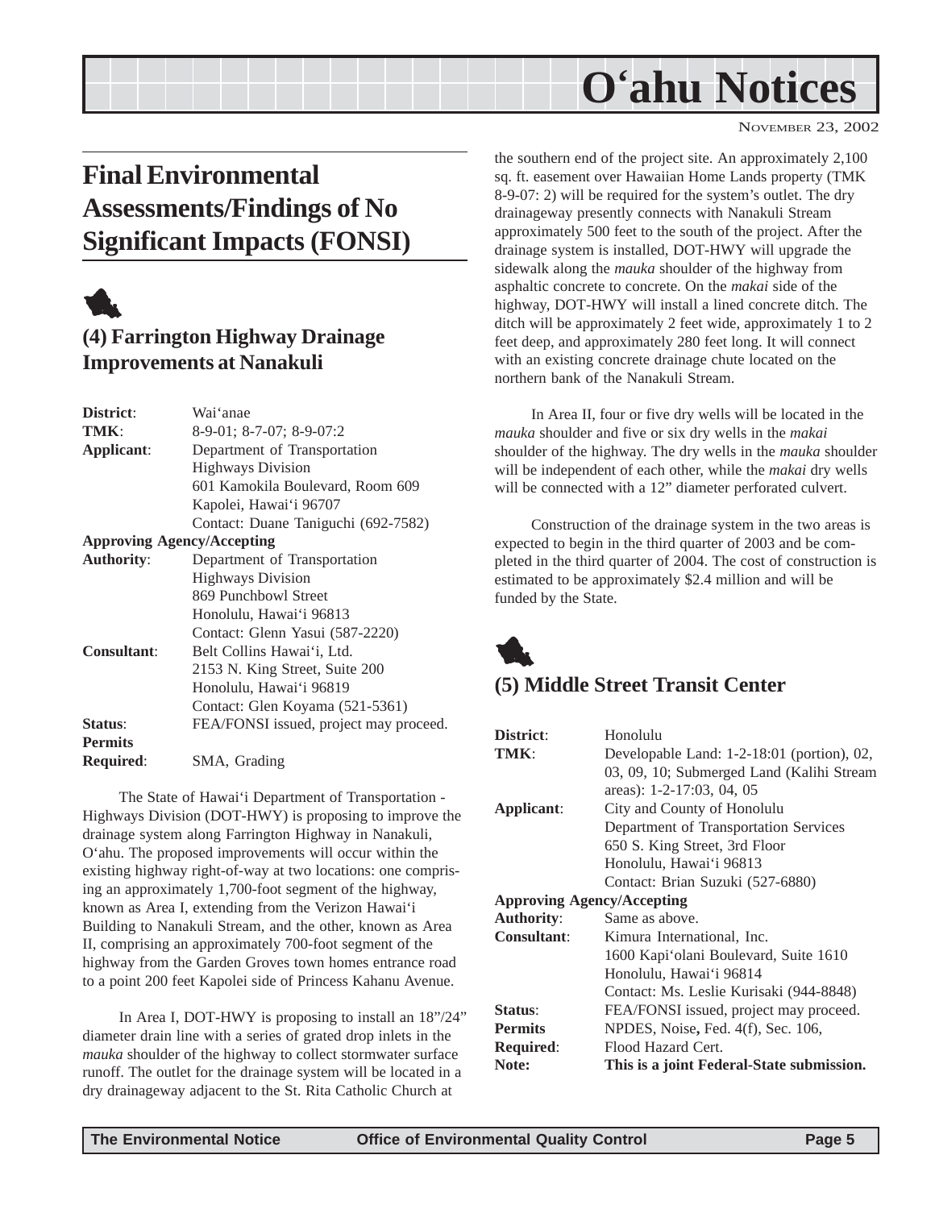# Final Environmental Assessments/Findings of No Significant Impacts (FONSI)

## (4) Farrington Highway Drainage Improvements at Nanakuli

**District**: Wai'anae
**TMK**: 8-9-01; 8-7-07; 8-9-07:2
**Applicant**: Department of Transportation
Highways Division
601 Kamokila Boulevard, Room 609
Kapolei, Hawai'i 96707
Contact: Duane Taniguchi (692-7582)
**Approving Agency/Accepting**
**Authority**: Department of Transportation
Highways Division
869 Punchbowl Street
Honolulu, Hawai'i 96813
Contact: Glenn Yasui (587-2220)
**Consultant**: Belt Collins Hawai'i, Ltd.
2153 N. King Street, Suite 200
Honolulu, Hawai'i 96819
Contact: Glen Koyama (521-5361)
**Status**: FEA/FONSI issued, project may proceed.
**Permits Required**: SMA, Grading

The State of Hawai'i Department of Transportation - Highways Division (DOT-HWY) is proposing to improve the drainage system along Farrington Highway in Nanakuli, O'ahu. The proposed improvements will occur within the existing highway right-of-way at two locations: one comprising an approximately 1,700-foot segment of the highway, known as Area I, extending from the Verizon Hawai'i Building to Nanakuli Stream, and the other, known as Area II, comprising an approximately 700-foot segment of the highway from the Garden Groves town homes entrance road to a point 200 feet Kapolei side of Princess Kahanu Avenue.

In Area I, DOT-HWY is proposing to install an 18"/24" diameter drain line with a series of grated drop inlets in the *mauka* shoulder of the highway to collect stormwater surface runoff. The outlet for the drainage system will be located in a dry drainageway adjacent to the St. Rita Catholic Church at the southern end of the project site. An approximately 2,100 sq. ft. easement over Hawaiian Home Lands property (TMK 8-9-07: 2) will be required for the system's outlet. The dry drainageway presently connects with Nanakuli Stream approximately 500 feet to the south of the project. After the drainage system is installed, DOT-HWY will upgrade the sidewalk along the *mauka* shoulder of the highway from asphaltic concrete to concrete. On the *makai* side of the highway, DOT-HWY will install a lined concrete ditch. The ditch will be approximately 2 feet wide, approximately 1 to 2 feet deep, and approximately 280 feet long. It will connect with an existing concrete drainage chute located on the northern bank of the Nanakuli Stream.

In Area II, four or five dry wells will be located in the *mauka* shoulder and five or six dry wells in the *makai* shoulder of the highway. The dry wells in the *mauka* shoulder will be independent of each other, while the *makai* dry wells will be connected with a 12" diameter perforated culvert.

Construction of the drainage system in the two areas is expected to begin in the third quarter of 2003 and be completed in the third quarter of 2004. The cost of construction is estimated to be approximately $2.4 million and will be funded by the State.

## (5) Middle Street Transit Center

**District**: Honolulu
**TMK**: Developable Land: 1-2-18:01 (portion), 02, 03, 09, 10; Submerged Land (Kalihi Stream areas): 1-2-17:03, 04, 05
**Applicant**: City and County of Honolulu
Department of Transportation Services
650 S. King Street, 3rd Floor
Honolulu, Hawai'i 96813
Contact: Brian Suzuki (527-6880)
**Approving Agency/Accepting**
**Authority**: Same as above.
**Consultant**: Kimura International, Inc.
1600 Kapi'olani Boulevard, Suite 1610
Honolulu, Hawai'i 96814
Contact: Ms. Leslie Kurisaki (944-8848)
**Status**: FEA/FONSI issued, project may proceed.
**Permits Required**: NPDES, Noise, Fed. 4(f), Sec. 106, Flood Hazard Cert.
**Note**: **This is a joint Federal-State submission.**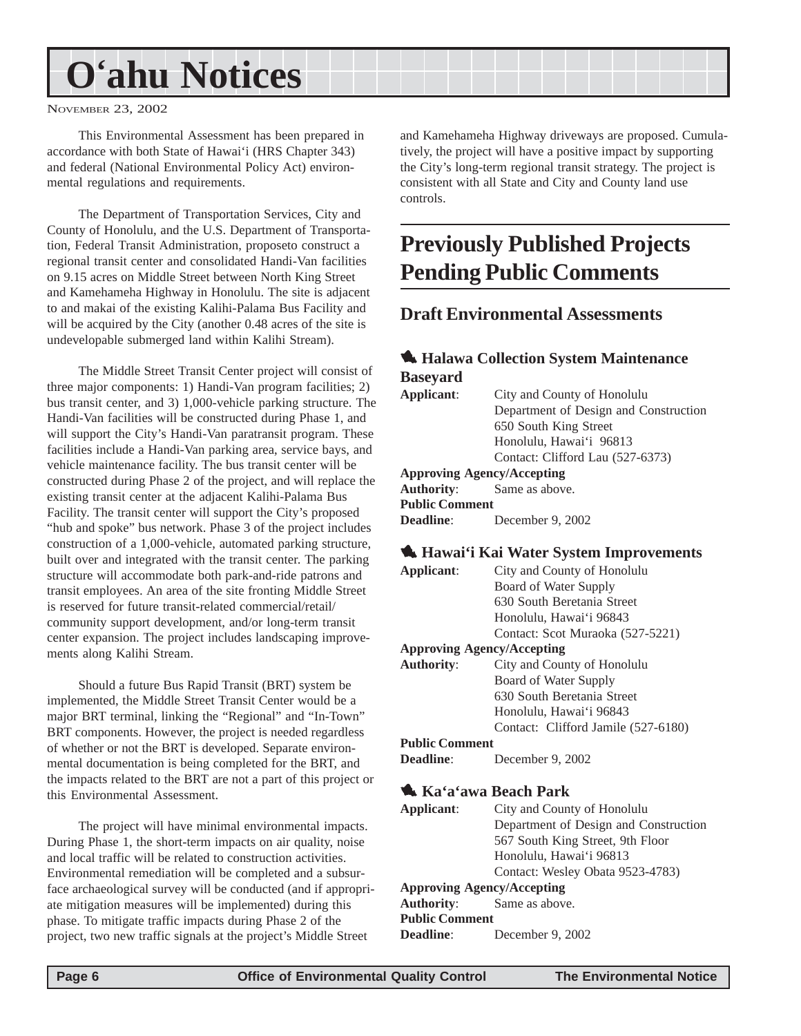This Environmental Assessment has been prepared in accordance with both State of Hawai'i (HRS Chapter 343) and federal (National Environmental Policy Act) environmental regulations and requirements.

The Department of Transportation Services, City and County of Honolulu, and the U.S. Department of Transportation, Federal Transit Administration, proposeto construct a regional transit center and consolidated Handi-Van facilities on 9.15 acres on Middle Street between North King Street and Kamehameha Highway in Honolulu. The site is adjacent to and makai of the existing Kalihi-Palama Bus Facility and will be acquired by the City (another 0.48 acres of the site is undevelopable submerged land within Kalihi Stream).

The Middle Street Transit Center project will consist of three major components: 1) Handi-Van program facilities; 2) bus transit center, and 3) 1,000-vehicle parking structure. The Handi-Van facilities will be constructed during Phase 1, and will support the City's Handi-Van paratransit program. These facilities include a Handi-Van parking area, service bays, and vehicle maintenance facility. The bus transit center will be constructed during Phase 2 of the project, and will replace the existing transit center at the adjacent Kalihi-Palama Bus Facility. The transit center will support the City's proposed "hub and spoke" bus network. Phase 3 of the project includes construction of a 1,000-vehicle, automated parking structure, built over and integrated with the transit center. The parking structure will accommodate both park-and-ride patrons and transit employees. An area of the site fronting Middle Street is reserved for future transit-related commercial/retail/ community support development, and/or long-term transit center expansion. The project includes landscaping improvements along Kalihi Stream.

Should a future Bus Rapid Transit (BRT) system be implemented, the Middle Street Transit Center would be a major BRT terminal, linking the "Regional" and "In-Town" BRT components. However, the project is needed regardless of whether or not the BRT is developed. Separate environmental documentation is being completed for the BRT, and the impacts related to the BRT are not a part of this project or this Environmental Assessment.

The project will have minimal environmental impacts. During Phase 1, the short-term impacts on air quality, noise and local traffic will be related to construction activities. Environmental remediation will be completed and a subsurface archaeological survey will be conducted (and if appropriate mitigation measures will be implemented) during this phase. To mitigate traffic impacts during Phase 2 of the project, two new traffic signals at the project's Middle Street and Kamehameha Highway driveways are proposed. Cumulatively, the project will have a positive impact by supporting the City's long-term regional transit strategy. The project is consistent with all State and City and County land use controls.

# Previously Published Projects Pending Public Comments

## Draft Environmental Assessments

### Halawa Collection System Maintenance Baseyard

**Applicant**: City and County of Honolulu
Department of Design and Construction
650 South King Street
Honolulu, Hawai'i 96813
Contact: Clifford Lau (527-6373)

**Approving Agency/Accepting Authority**: Same as above.

**Public Comment Deadline**: December 9, 2002

### Hawai'i Kai Water System Improvements

**Applicant**: City and County of Honolulu
Board of Water Supply
630 South Beretania Street
Honolulu, Hawai'i 96843
Contact: Scot Muraoka (527-5221)

**Approving Agency/Accepting Authority**: City and County of Honolulu
Board of Water Supply
630 South Beretania Street
Honolulu, Hawai'i 96843
Contact: Clifford Jamile (527-6180)

**Public Comment Deadline**: December 9, 2002

### Ka'a'awa Beach Park

**Applicant**: City and County of Honolulu
Department of Design and Construction
567 South King Street, 9th Floor
Honolulu, Hawai'i 96813
Contact: Wesley Obata 9523-4783)

**Approving Agency/Accepting Authority**: Same as above.

**Public Comment Deadline**: December 9, 2002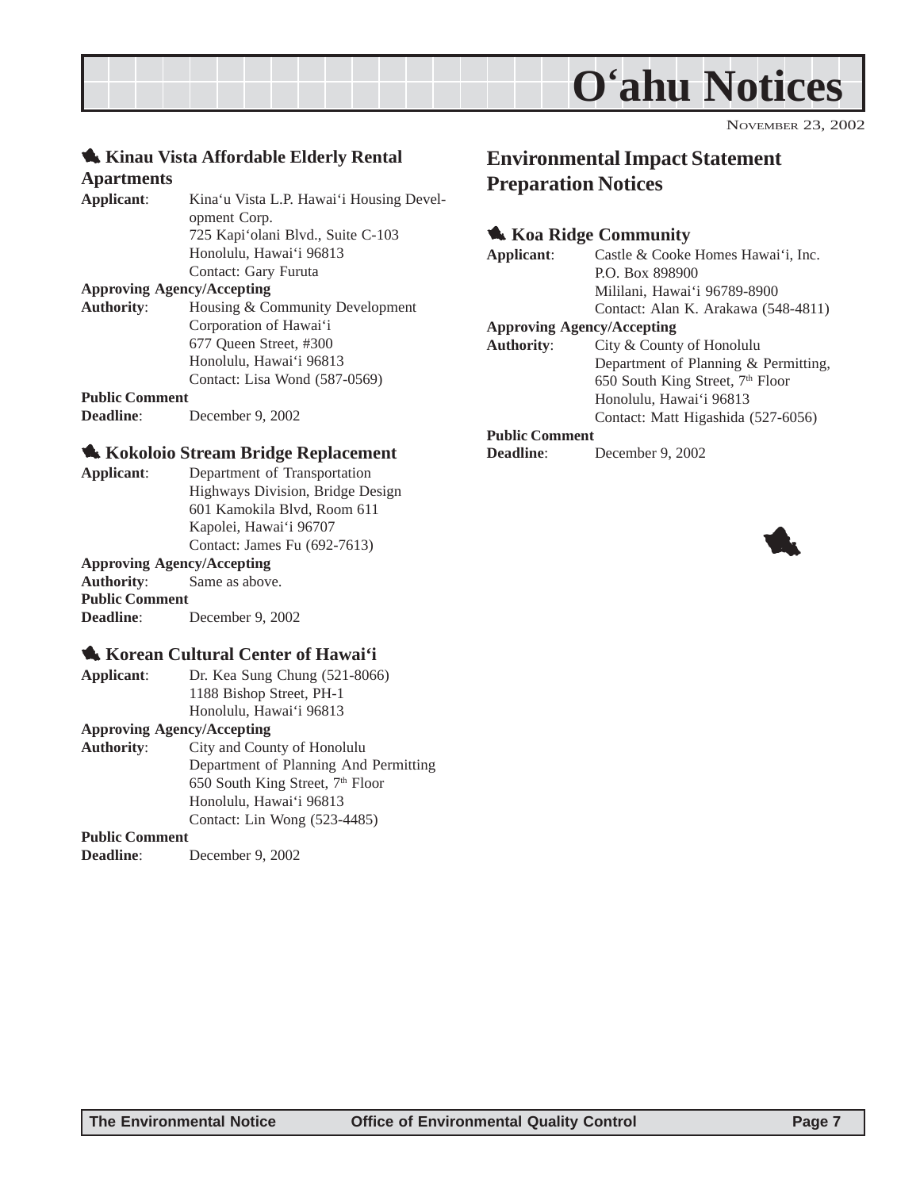# O'ahu Notices

NOVEMBER 23, 2002

### Kinau Vista Affordable Elderly Rental Apartments

**Applicant**: Kina'u Vista L.P. Hawai'i Housing Development Corp.
725 Kapi'olani Blvd., Suite C-103
Honolulu, Hawai'i 96813
Contact: Gary Furuta

**Approving Agency/Accepting Authority**: Housing & Community Development Corporation of Hawai'i
677 Queen Street, #300
Honolulu, Hawai'i 96813
Contact: Lisa Wond (587-0569)

**Public Comment Deadline**: December 9, 2002

### Kokoloio Stream Bridge Replacement

**Applicant**: Department of Transportation
Highways Division, Bridge Design
601 Kamokila Blvd, Room 611
Kapolei, Hawai'i 96707
Contact: James Fu (692-7613)

**Approving Agency/Accepting Authority**: Same as above.

**Public Comment Deadline**: December 9, 2002

### Korean Cultural Center of Hawai'i

**Applicant**: Dr. Kea Sung Chung (521-8066)
1188 Bishop Street, PH-1
Honolulu, Hawai'i 96813

**Approving Agency/Accepting Authority**: City and County of Honolulu
Department of Planning And Permitting
650 South King Street, 7th Floor
Honolulu, Hawai'i 96813
Contact: Lin Wong (523-4485)

**Public Comment Deadline**: December 9, 2002

## Environmental Impact Statement Preparation Notices

### Koa Ridge Community

**Applicant**: Castle & Cooke Homes Hawai'i, Inc.
P.O. Box 898900
Mililani, Hawai'i 96789-8900
Contact: Alan K. Arakawa (548-4811)

**Approving Agency/Accepting Authority**: City & County of Honolulu
Department of Planning & Permitting,
650 South King Street, 7th Floor
Honolulu, Hawai'i 96813
Contact: Matt Higashida (527-6056)

**Public Comment Deadline**: December 9, 2002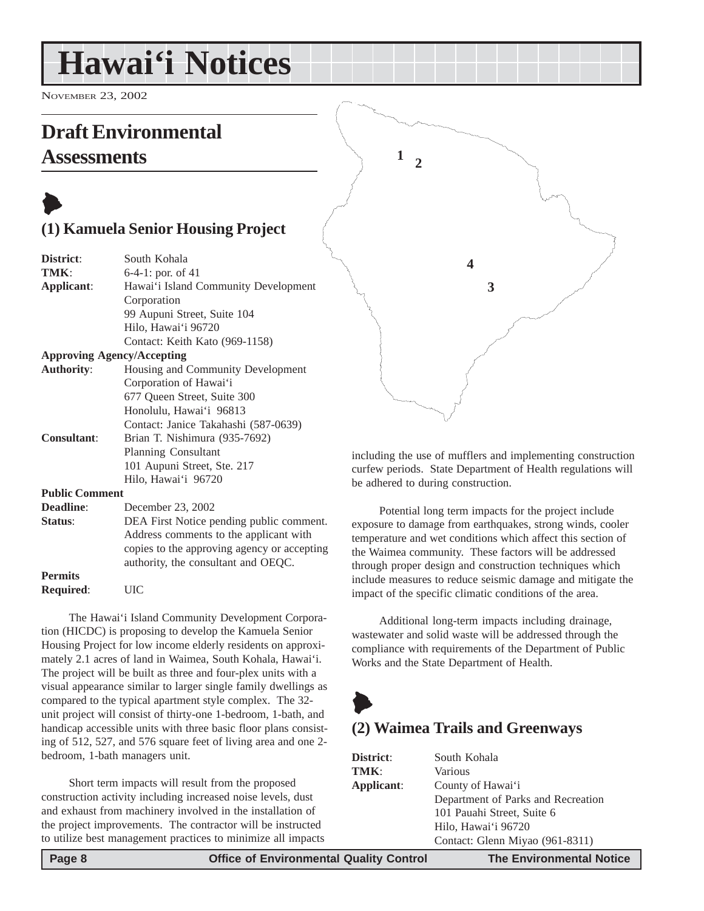# Hawai'i Notices

NOVEMBER 23, 2002

## Draft Environmental Assessments

### (1) Kamuela Senior Housing Project

**District**: South Kohala
**TMK**: 6-4-1: por. of 41
**Applicant**: Hawai'i Island Community Development Corporation
99 Aupuni Street, Suite 104
Hilo, Hawai'i 96720
Contact: Keith Kato (969-1158)

**Approving Agency/Accepting Authority**: Housing and Community Development Corporation of Hawai'i
677 Queen Street, Suite 300
Honolulu, Hawai'i 96813
Contact: Janice Takahashi (587-0639)

**Consultant**: Brian T. Nishimura (935-7692)
Planning Consultant
101 Aupuni Street, Ste. 217
Hilo, Hawai'i 96720

**Public Comment Deadline**: December 23, 2002

**Status**: DEA First Notice pending public comment. Address comments to the applicant with copies to the approving agency or accepting authority, the consultant and OEQC.

**Permits Required**: UIC

The Hawai'i Island Community Development Corporation (HICDC) is proposing to develop the Kamuela Senior Housing Project for low income elderly residents on approximately 2.1 acres of land in Waimea, South Kohala, Hawai'i. The project will be built as three and four-plex units with a visual appearance similar to larger single family dwellings as compared to the typical apartment style complex. The 32-unit project will consist of thirty-one 1-bedroom, 1-bath, and handicap accessible units with three basic floor plans consisting of 512, 527, and 576 square feet of living area and one 2-bedroom, 1-bath managers unit.

Short term impacts will result from the proposed construction activity including increased noise levels, dust and exhaust from machinery involved in the installation of the project improvements. The contractor will be instructed to utilize best management practices to minimize all impacts including the use of mufflers and implementing construction curfew periods. State Department of Health regulations will be adhered to during construction.

Potential long term impacts for the project include exposure to damage from earthquakes, strong winds, cooler temperature and wet conditions which affect this section of the Waimea community. These factors will be addressed through proper design and construction techniques which include measures to reduce seismic damage and mitigate the impact of the specific climatic conditions of the area.

Additional long-term impacts including drainage, wastewater and solid waste will be addressed through the compliance with requirements of the Department of Public Works and the State Department of Health.

### (2) Waimea Trails and Greenways

**District**: South Kohala
**TMK**: Various
**Applicant**: County of Hawai'i
Department of Parks and Recreation
101 Pauahi Street, Suite 6
Hilo, Hawai'i 96720
Contact: Glenn Miyao (961-8311)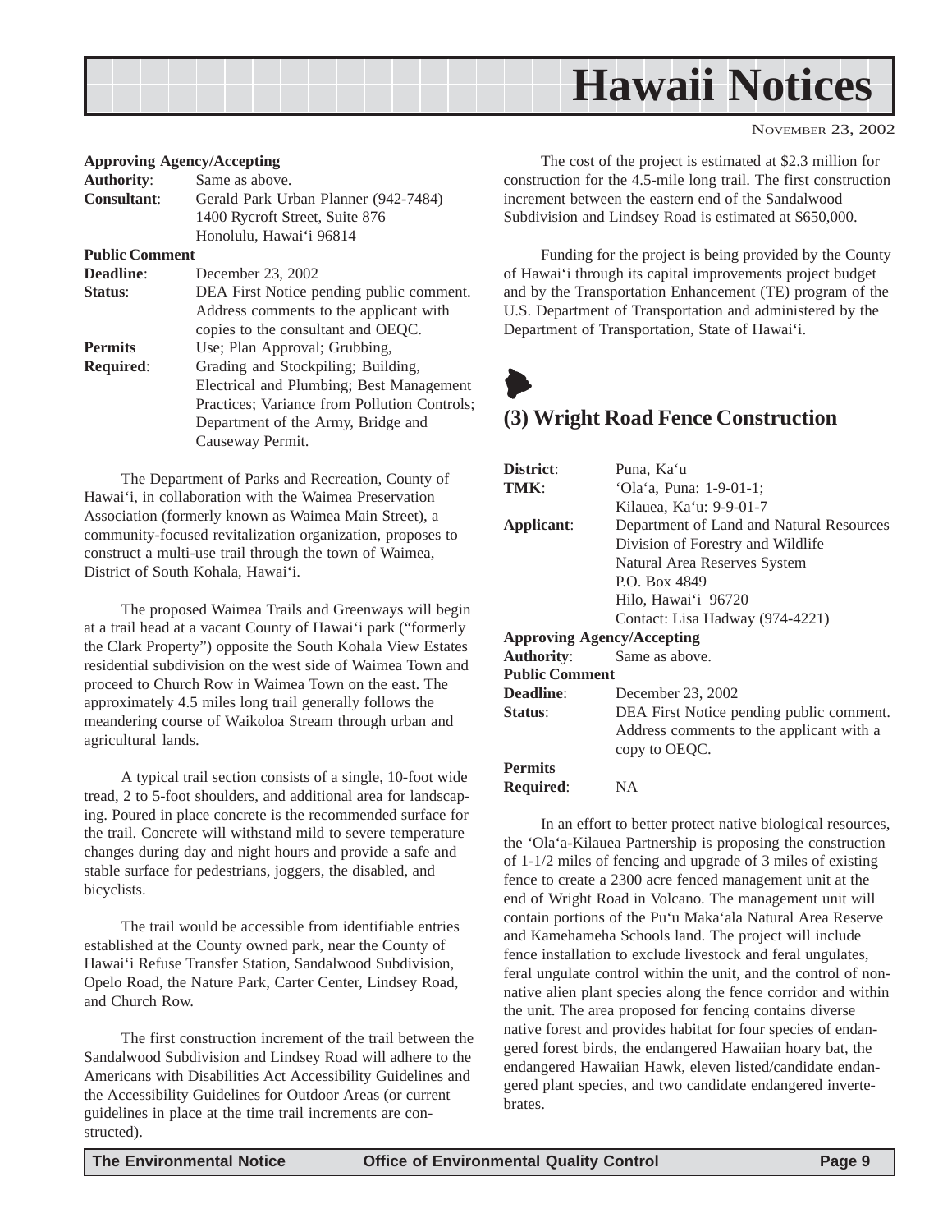**Approving Agency/Accepting**

**Authority**: Same as above.

**Consultant**: Gerald Park Urban Planner (942-7484)
1400 Rycroft Street, Suite 876
Honolulu, Hawai'i 96814

**Public Comment**

**Deadline**: December 23, 2002

**Status**: DEA First Notice pending public comment. Address comments to the applicant with copies to the consultant and OEQC.

**Permits Required**: Use; Plan Approval; Grubbing, Grading and Stockpiling; Building, Electrical and Plumbing; Best Management Practices; Variance from Pollution Controls; Department of the Army, Bridge and Causeway Permit.

The Department of Parks and Recreation, County of Hawai'i, in collaboration with the Waimea Preservation Association (formerly known as Waimea Main Street), a community-focused revitalization organization, proposes to construct a multi-use trail through the town of Waimea, District of South Kohala, Hawai'i.

The proposed Waimea Trails and Greenways will begin at a trail head at a vacant County of Hawai'i park ("formerly the Clark Property") opposite the South Kohala View Estates residential subdivision on the west side of Waimea Town and proceed to Church Row in Waimea Town on the east. The approximately 4.5 miles long trail generally follows the meandering course of Waikoloa Stream through urban and agricultural lands.

A typical trail section consists of a single, 10-foot wide tread, 2 to 5-foot shoulders, and additional area for landscaping. Poured in place concrete is the recommended surface for the trail. Concrete will withstand mild to severe temperature changes during day and night hours and provide a safe and stable surface for pedestrians, joggers, the disabled, and bicyclists.

The trail would be accessible from identifiable entries established at the County owned park, near the County of Hawai'i Refuse Transfer Station, Sandalwood Subdivision, Opelo Road, the Nature Park, Carter Center, Lindsey Road, and Church Row.

The first construction increment of the trail between the Sandalwood Subdivision and Lindsey Road will adhere to the Americans with Disabilities Act Accessibility Guidelines and the Accessibility Guidelines for Outdoor Areas (or current guidelines in place at the time trail increments are constructed).

The cost of the project is estimated at $2.3 million for construction for the 4.5-mile long trail. The first construction increment between the eastern end of the Sandalwood Subdivision and Lindsey Road is estimated at $650,000.

Funding for the project is being provided by the County of Hawai'i through its capital improvements project budget and by the Transportation Enhancement (TE) program of the U.S. Department of Transportation and administered by the Department of Transportation, State of Hawai'i.

## (3) Wright Road Fence Construction

**District**: Puna, Ka'u

**TMK**: 'Ola'a, Puna: 1-9-01-1;
Kilauea, Ka'u: 9-9-01-7

**Applicant**: Department of Land and Natural Resources
Division of Forestry and Wildlife
Natural Area Reserves System
P.O. Box 4849
Hilo, Hawai'i 96720
Contact: Lisa Hadway (974-4221)

**Approving Agency/Accepting**

**Authority**: Same as above.

**Public Comment**

**Deadline**: December 23, 2002

**Status**: DEA First Notice pending public comment. Address comments to the applicant with a copy to OEQC.

**Permits Required**: NA

In an effort to better protect native biological resources, the 'Ola'a-Kilauea Partnership is proposing the construction of 1-1/2 miles of fencing and upgrade of 3 miles of existing fence to create a 2300 acre fenced management unit at the end of Wright Road in Volcano. The management unit will contain portions of the Pu'u Maka'ala Natural Area Reserve and Kamehameha Schools land. The project will include fence installation to exclude livestock and feral ungulates, feral ungulate control within the unit, and the control of non-native alien plant species along the fence corridor and within the unit. The area proposed for fencing contains diverse native forest and provides habitat for four species of endangered forest birds, the endangered Hawaiian hoary bat, the endangered Hawaiian Hawk, eleven listed/candidate endangered plant species, and two candidate endangered invertebrates.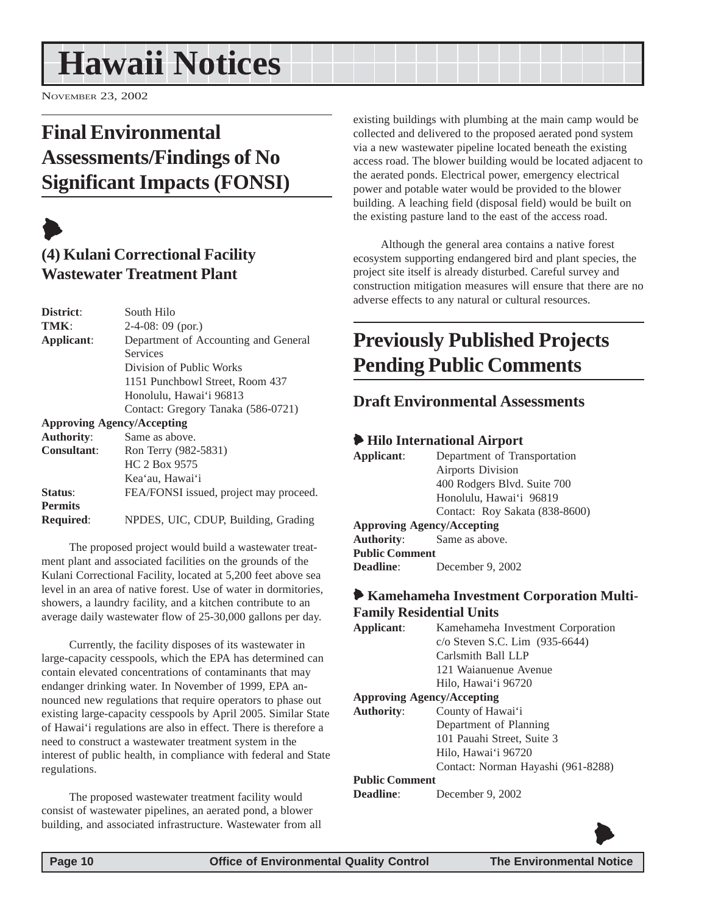# Hawaii Notices

NOVEMBER 23, 2002

## Final Environmental Assessments/Findings of No Significant Impacts (FONSI)

### (4) Kulani Correctional Facility Wastewater Treatment Plant

**District**: South Hilo
**TMK**: 2-4-08: 09 (por.)
**Applicant**: Department of Accounting and General Services
Division of Public Works
1151 Punchbowl Street, Room 437
Honolulu, Hawai'i 96813
Contact: Gregory Tanaka (586-0721)
**Approving Agency/Accepting Authority**: Same as above.
**Consultant**: Ron Terry (982-5831)
HC 2 Box 9575
Kea'au, Hawai'i
**Status**: FEA/FONSI issued, project may proceed.
**Permits Required**: NPDES, UIC, CDUP, Building, Grading

The proposed project would build a wastewater treatment plant and associated facilities on the grounds of the Kulani Correctional Facility, located at 5,200 feet above sea level in an area of native forest. Use of water in dormitories, showers, a laundry facility, and a kitchen contribute to an average daily wastewater flow of 25-30,000 gallons per day.

Currently, the facility disposes of its wastewater in large-capacity cesspools, which the EPA has determined can contain elevated concentrations of contaminants that may endanger drinking water. In November of 1999, EPA announced new regulations that require operators to phase out existing large-capacity cesspools by April 2005. Similar State of Hawai'i regulations are also in effect. There is therefore a need to construct a wastewater treatment system in the interest of public health, in compliance with federal and State regulations.

The proposed wastewater treatment facility would consist of wastewater pipelines, an aerated pond, a blower building, and associated infrastructure. Wastewater from all existing buildings with plumbing at the main camp would be collected and delivered to the proposed aerated pond system via a new wastewater pipeline located beneath the existing access road. The blower building would be located adjacent to the aerated ponds. Electrical power, emergency electrical power and potable water would be provided to the blower building. A leaching field (disposal field) would be built on the existing pasture land to the east of the access road.

Although the general area contains a native forest ecosystem supporting endangered bird and plant species, the project site itself is already disturbed. Careful survey and construction mitigation measures will ensure that there are no adverse effects to any natural or cultural resources.

## Previously Published Projects Pending Public Comments

### Draft Environmental Assessments

#### Hilo International Airport

**Applicant**: Department of Transportation
Airports Division
400 Rodgers Blvd. Suite 700
Honolulu, Hawai'i 96819
Contact: Roy Sakata (838-8600)
**Approving Agency/Accepting Authority**: Same as above.
**Public Comment Deadline**: December 9, 2002

#### Kamehameha Investment Corporation Multi-Family Residential Units

**Applicant**: Kamehameha Investment Corporation
c/o Steven S.C. Lim (935-6644)
Carlsmith Ball LLP
121 Waianuenue Avenue
Hilo, Hawai'i 96720
**Approving Agency/Accepting Authority**: County of Hawai'i
Department of Planning
101 Pauahi Street, Suite 3
Hilo, Hawai'i 96720
Contact: Norman Hayashi (961-8288)
**Public Comment Deadline**: December 9, 2002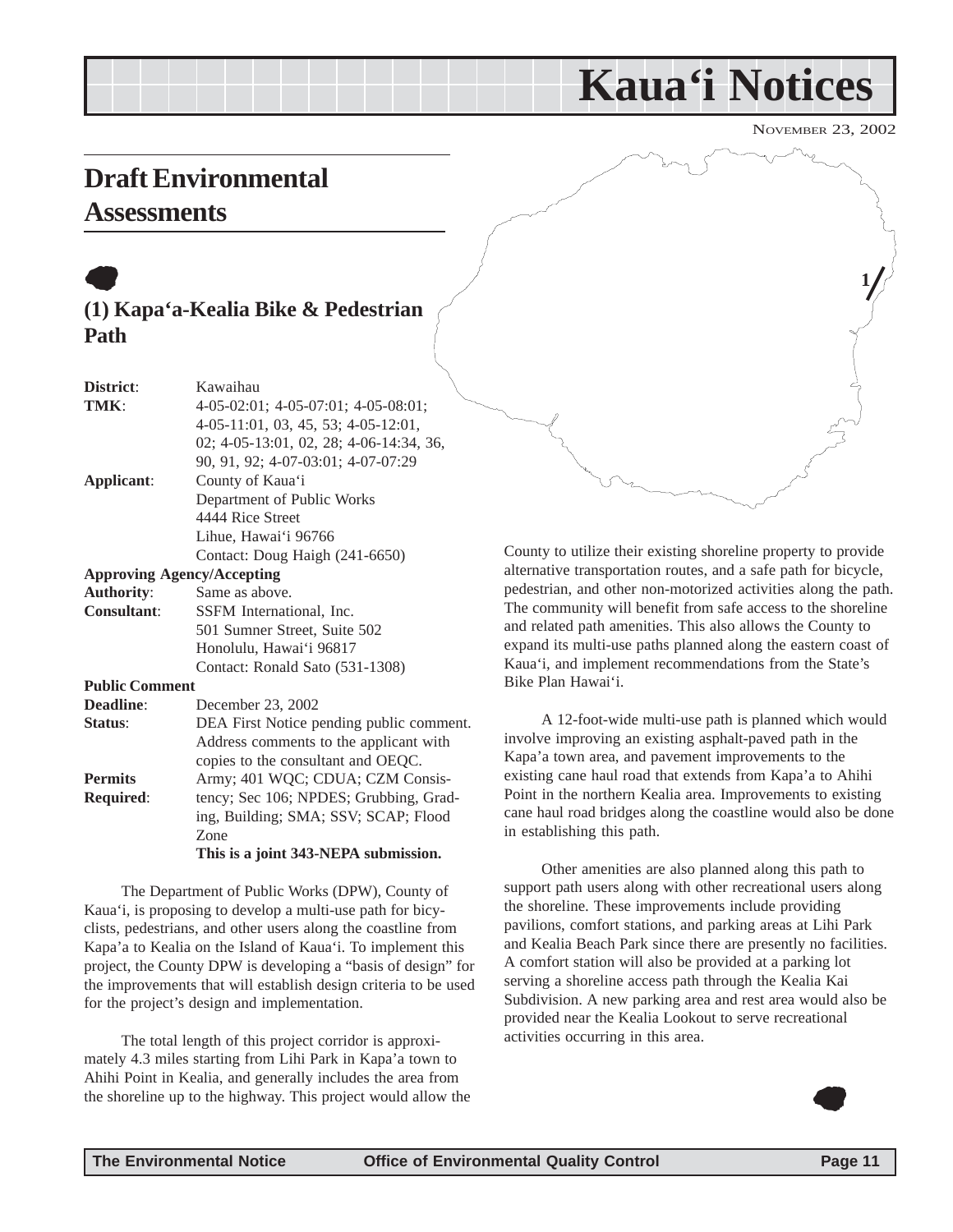# Kaua'i Notices

NOVEMBER 23, 2002

## Draft Environmental Assessments

### (1) Kapa'a-Kealia Bike & Pedestrian Path

**District**: Kawaihau

**TMK**: 4-05-02:01; 4-05-07:01; 4-05-08:01; 4-05-11:01, 03, 45, 53; 4-05-12:01, 02; 4-05-13:01, 02, 28; 4-06-14:34, 36, 90, 91, 92; 4-07-03:01; 4-07-07:29

**Applicant**: County of Kaua'i
Department of Public Works
4444 Rice Street
Lihue, Hawai'i 96766
Contact: Doug Haigh (241-6650)

**Approving Agency/Accepting Authority**: Same as above.

**Consultant**: SSFM International, Inc.
501 Sumner Street, Suite 502
Honolulu, Hawai'i 96817
Contact: Ronald Sato (531-1308)

**Public Comment Deadline**: December 23, 2002

**Status**: DEA First Notice pending public comment. Address comments to the applicant with copies to the consultant and OEQC.

**Permits Required**: Army; 401 WQC; CDUA; CZM Consistency; Sec 106; NPDES; Grubbing, Grading, Building; SMA; SSV; SCAP; Flood Zone

**This is a joint 343-NEPA submission.**

The Department of Public Works (DPW), County of Kaua'i, is proposing to develop a multi-use path for bicyclists, pedestrians, and other users along the coastline from Kapa'a to Kealia on the Island of Kaua'i. To implement this project, the County DPW is developing a "basis of design" for the improvements that will establish design criteria to be used for the project's design and implementation.

The total length of this project corridor is approximately 4.3 miles starting from Lihi Park in Kapa'a town to Ahihi Point in Kealia, and generally includes the area from the shoreline up to the highway. This project would allow the County to utilize their existing shoreline property to provide alternative transportation routes, and a safe path for bicycle, pedestrian, and other non-motorized activities along the path. The community will benefit from safe access to the shoreline and related path amenities. This also allows the County to expand its multi-use paths planned along the eastern coast of Kaua'i, and implement recommendations from the State's Bike Plan Hawai'i.

A 12-foot-wide multi-use path is planned which would involve improving an existing asphalt-paved path in the Kapa'a town area, and pavement improvements to the existing cane haul road that extends from Kapa'a to Ahihi Point in the northern Kealia area. Improvements to existing cane haul road bridges along the coastline would also be done in establishing this path.

Other amenities are also planned along this path to support path users along with other recreational users along the shoreline. These improvements include providing pavilions, comfort stations, and parking areas at Lihi Park and Kealia Beach Park since there are presently no facilities. A comfort station will also be provided at a parking lot serving a shoreline access path through the Kealia Kai Subdivision. A new parking area and rest area would also be provided near the Kealia Lookout to serve recreational activities occurring in this area.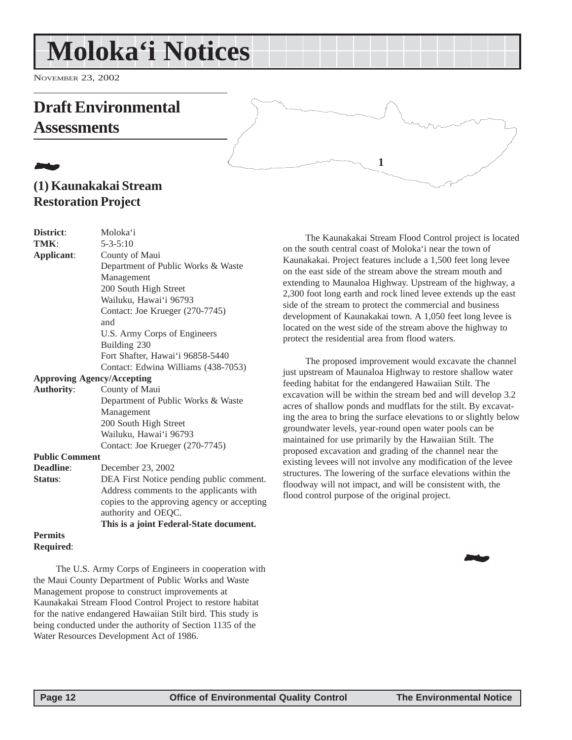# Moloka'i Notices

NOVEMBER 23, 2002

## Draft Environmental Assessments

### (1) Kaunakakai Stream Restoration Project

**District**: Moloka'i
**TMK**: 5-3-5:10
**Applicant**: County of Maui
Department of Public Works & Waste Management
200 South High Street
Wailuku, Hawai'i 96793
Contact: Joe Krueger (270-7745)
and
U.S. Army Corps of Engineers
Building 230
Fort Shafter, Hawai'i 96858-5440
Contact: Edwina Williams (438-7053)

**Approving Agency/Accepting Authority**: County of Maui
Department of Public Works & Waste Management
200 South High Street
Wailuku, Hawai'i 96793
Contact: Joe Krueger (270-7745)

**Public Comment Deadline**: December 23, 2002

**Status**: DEA First Notice pending public comment. Address comments to the applicants with copies to the approving agency or accepting authority and OEQC.
**This is a joint Federal-State document.**

**Permits Required**:

The U.S. Army Corps of Engineers in cooperation with the Maui County Department of Public Works and Waste Management propose to construct improvements at Kaunakakai Stream Flood Control Project to restore habitat for the native endangered Hawaiian Stilt bird. This study is being conducted under the authority of Section 1135 of the Water Resources Development Act of 1986.

The Kaunakakai Stream Flood Control project is located on the south central coast of Moloka'i near the town of Kaunakakai. Project features include a 1,500 feet long levee on the east side of the stream above the stream mouth and extending to Maunaloa Highway. Upstream of the highway, a 2,300 foot long earth and rock lined levee extends up the east side of the stream to protect the commercial and business development of Kaunakakai town. A 1,050 feet long levee is located on the west side of the stream above the highway to protect the residential area from flood waters.

The proposed improvement would excavate the channel just upstream of Maunaloa Highway to restore shallow water feeding habitat for the endangered Hawaiian Stilt. The excavation will be within the stream bed and will develop 3.2 acres of shallow ponds and mudflats for the stilt. By excavating the area to bring the surface elevations to or slightly below groundwater levels, year-round open water pools can be maintained for use primarily by the Hawaiian Stilt. The proposed excavation and grading of the channel near the existing levees will not involve any modification of the levee structures. The lowering of the surface elevations within the floodway will not impact, and will be consistent with, the flood control purpose of the original project.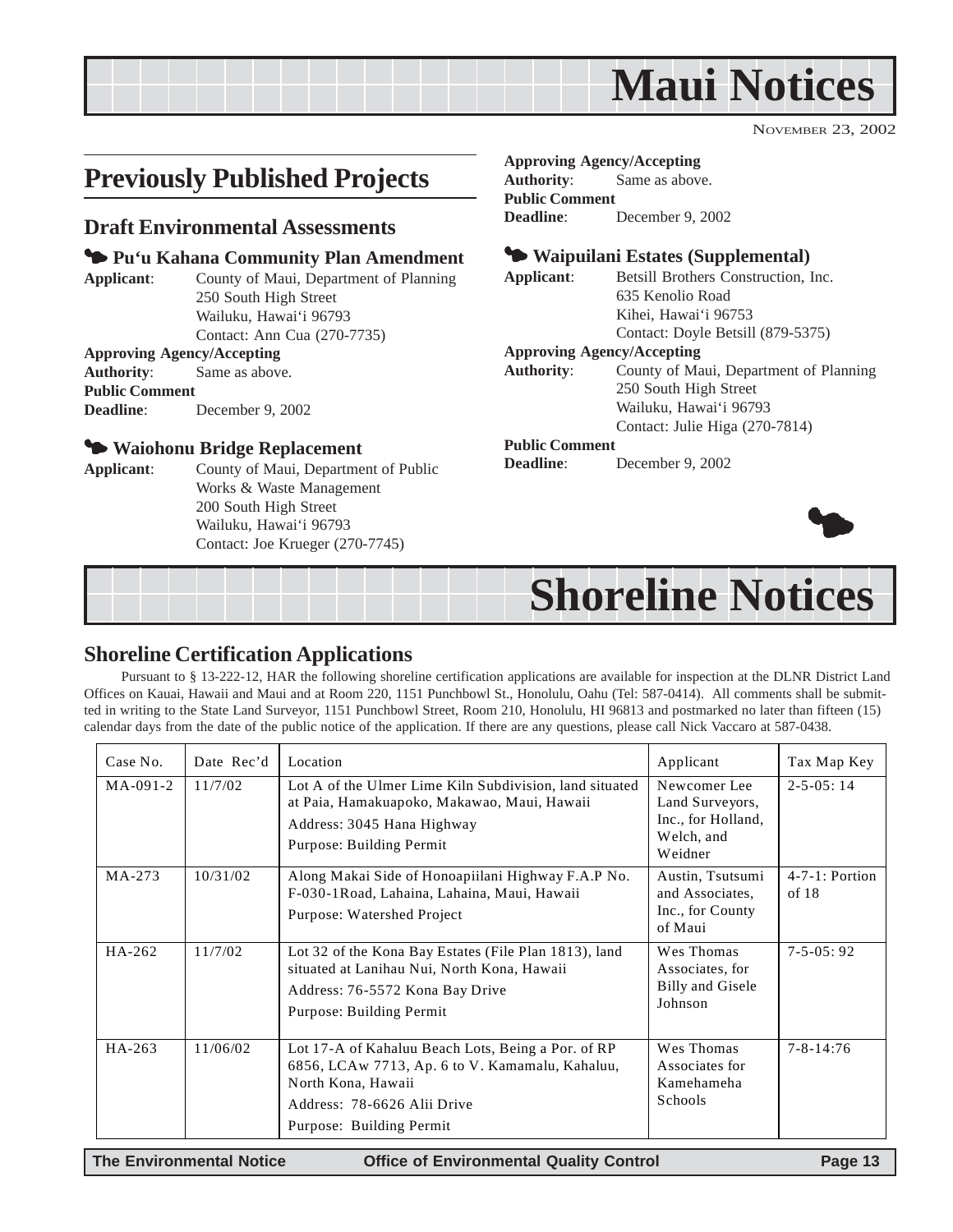# Maui Notices

NOVEMBER 23, 2002

## Previously Published Projects

### Draft Environmental Assessments

#### Pu'u Kahana Community Plan Amendment

**Applicant**: County of Maui, Department of Planning
250 South High Street
Wailuku, Hawai'i 96793
Contact: Ann Cua (270-7735)

**Approving Agency/Accepting Authority**: Same as above.

**Public Comment Deadline**: December 9, 2002

#### Waiohonu Bridge Replacement

**Applicant**: County of Maui, Department of Public Works & Waste Management
200 South High Street
Wailuku, Hawai'i 96793
Contact: Joe Krueger (270-7745)

**Approving Agency/Accepting Authority**: Same as above.

**Public Comment Deadline**: December 9, 2002

#### Waipuilani Estates (Supplemental)

**Applicant**: Betsill Brothers Construction, Inc.
635 Kenolio Road
Kihei, Hawai'i 96753
Contact: Doyle Betsill (879-5375)

**Approving Agency/Accepting Authority**: County of Maui, Department of Planning
250 South High Street
Wailuku, Hawai'i 96793
Contact: Julie Higa (270-7814)

**Public Comment Deadline**: December 9, 2002

# Shoreline Notices

## Shoreline Certification Applications

Pursuant to § 13-222-12, HAR the following shoreline certification applications are available for inspection at the DLNR District Land Offices on Kauai, Hawaii and Maui and at Room 220, 1151 Punchbowl St., Honolulu, Oahu (Tel: 587-0414). All comments shall be submitted in writing to the State Land Surveyor, 1151 Punchbowl Street, Room 210, Honolulu, HI 96813 and postmarked no later than fifteen (15) calendar days from the date of the public notice of the application. If there are any questions, please call Nick Vaccaro at 587-0438.

| Case No. | Date Rec'd | Location | Applicant | Tax Map Key |
|---|---|---|---|---|
| MA-091-2 | 11/7/02 | Lot A of the Ulmer Lime Kiln Subdivision, land situated at Paia, Hamakuapoko, Makawao, Maui, Hawaii<br>Address: 3045 Hana Highway<br>Purpose: Building Permit | Newcomer Lee Land Surveyors, Inc., for Holland, Welch, and Weidner | 2-5-05: 14 |
| MA-273 | 10/31/02 | Along Makai Side of Honoapiilani Highway F.A.P No. F-030-1Road, Lahaina, Lahaina, Maui, Hawaii<br>Purpose: Watershed Project | Austin, Tsutsumi and Associates, Inc., for County of Maui | 4-7-1: Portion of 18 |
| HA-262 | 11/7/02 | Lot 32 of the Kona Bay Estates (File Plan 1813), land situated at Lanihau Nui, North Kona, Hawaii<br>Address: 76-5572 Kona Bay Drive<br>Purpose: Building Permit | Wes Thomas Associates, for Billy and Gisele Johnson | 7-5-05: 92 |
| HA-263 | 11/06/02 | Lot 17-A of Kahaluu Beach Lots, Being a Por. of RP 6856, LCAw 7713, Ap. 6 to V. Kamamalu, Kahaluu, North Kona, Hawaii<br>Address: 78-6626 Alii Drive<br>Purpose: Building Permit | Wes Thomas Associates for Kamehameha Schools | 7-8-14:76 |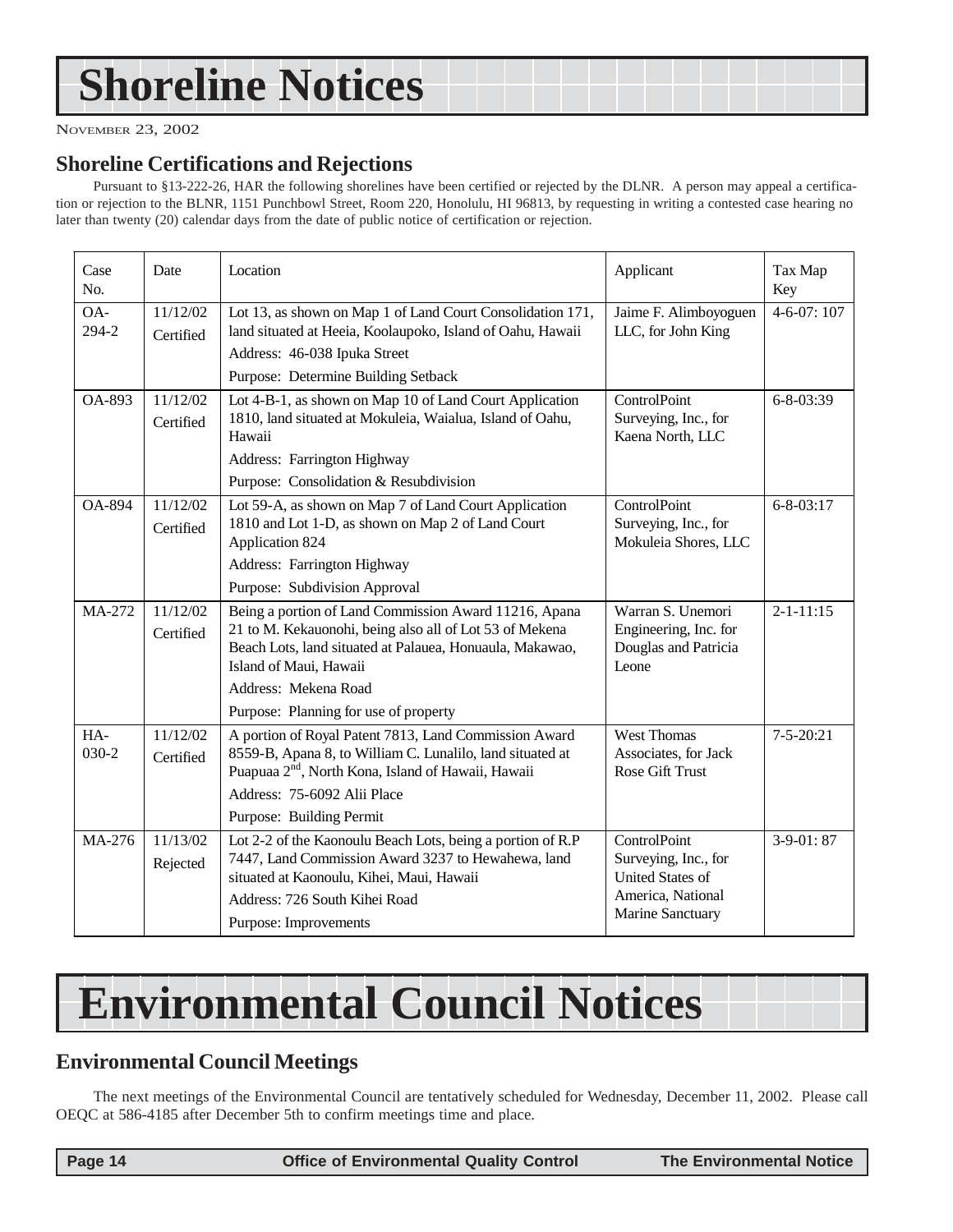# Shoreline Notices

NOVEMBER 23, 2002

## Shoreline Certifications and Rejections

Pursuant to §13-222-26, HAR the following shorelines have been certified or rejected by the DLNR. A person may appeal a certification or rejection to the BLNR, 1151 Punchbowl Street, Room 220, Honolulu, HI 96813, by requesting in writing a contested case hearing no later than twenty (20) calendar days from the date of public notice of certification or rejection.

| Case No. | Date | Location | Applicant | Tax Map Key |
|---|---|---|---|---|
| OA-294-2 | 11/12/02 Certified | Lot 13, as shown on Map 1 of Land Court Consolidation 171, land situated at Heeia, Koolaupoko, Island of Oahu, Hawaii<br>Address: 46-038 Ipuka Street<br>Purpose: Determine Building Setback | Jaime F. Alimboyoguen LLC, for John King | 4-6-07: 107 |
| OA-893 | 11/12/02 Certified | Lot 4-B-1, as shown on Map 10 of Land Court Application 1810, land situated at Mokuleia, Waialua, Island of Oahu, Hawaii<br>Address: Farrington Highway<br>Purpose: Consolidation & Resubdivision | ControlPoint Surveying, Inc., for Kaena North, LLC | 6-8-03:39 |
| OA-894 | 11/12/02 Certified | Lot 59-A, as shown on Map 7 of Land Court Application 1810 and Lot 1-D, as shown on Map 2 of Land Court Application 824<br>Address: Farrington Highway<br>Purpose: Subdivision Approval | ControlPoint Surveying, Inc., for Mokuleia Shores, LLC | 6-8-03:17 |
| MA-272 | 11/12/02 Certified | Being a portion of Land Commission Award 11216, Apana 21 to M. Kekauonohi, being also all of Lot 53 of Mekena Beach Lots, land situated at Palauea, Honuaula, Makawao, Island of Maui, Hawaii<br>Address: Mekena Road<br>Purpose: Planning for use of property | Warran S. Unemori Engineering, Inc. for Douglas and Patricia Leone | 2-1-11:15 |
| HA-030-2 | 11/12/02 Certified | A portion of Royal Patent 7813, Land Commission Award 8559-B, Apana 8, to William C. Lunalilo, land situated at Puapuaa 2nd, North Kona, Island of Hawaii, Hawaii<br>Address: 75-6092 Alii Place<br>Purpose: Building Permit | West Thomas Associates, for Jack Rose Gift Trust | 7-5-20:21 |
| MA-276 | 11/13/02 Rejected | Lot 2-2 of the Kaonoulu Beach Lots, being a portion of R.P 7447, Land Commission Award 3237 to Hewahewa, land situated at Kaonoulu, Kihei, Maui, Hawaii<br>Address: 726 South Kihei Road<br>Purpose: Improvements | ControlPoint Surveying, Inc., for United States of America, National Marine Sanctuary | 3-9-01: 87 |

# Environmental Council Notices

## Environmental Council Meetings

The next meetings of the Environmental Council are tentatively scheduled for Wednesday, December 11, 2002. Please call OEQC at 586-4185 after December 5th to confirm meetings time and place.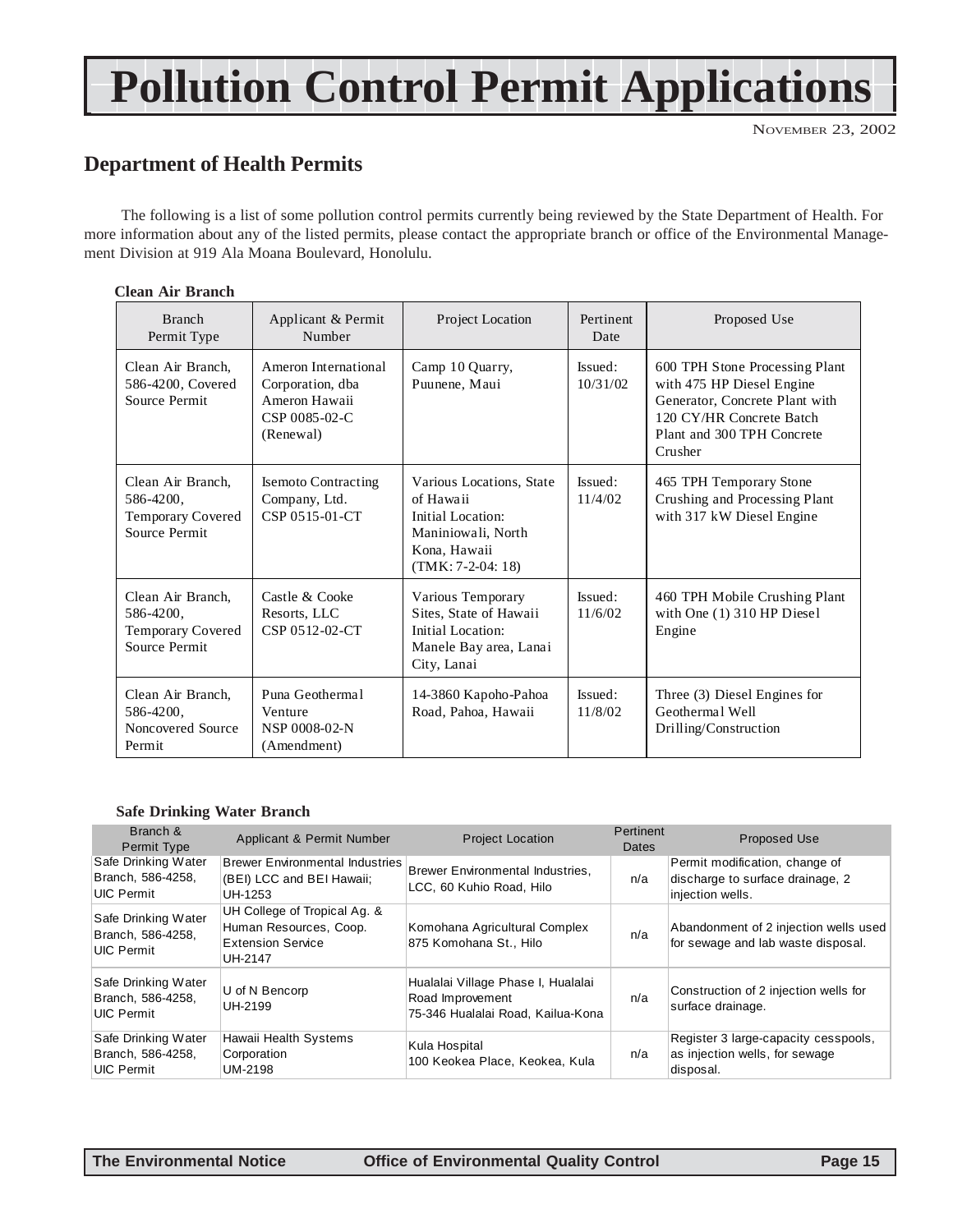# Pollution Control Permit Applications

NOVEMBER 23, 2002

## Department of Health Permits

The following is a list of some pollution control permits currently being reviewed by the State Department of Health. For more information about any of the listed permits, please contact the appropriate branch or office of the Environmental Management Division at 919 Ala Moana Boulevard, Honolulu.

**Clean Air Branch**

| Branch Permit Type | Applicant & Permit Number | Project Location | Pertinent Date | Proposed Use |
|---|---|---|---|---|
| Clean Air Branch, 586-4200, Covered Source Permit | Ameron International Corporation, dba Ameron Hawaii CSP 0085-02-C (Renewal) | Camp 10 Quarry, Puunene, Maui | Issued: 10/31/02 | 600 TPH Stone Processing Plant with 475 HP Diesel Engine Generator, Concrete Plant with 120 CY/HR Concrete Batch Plant and 300 TPH Concrete Crusher |
| Clean Air Branch, 586-4200, Temporary Covered Source Permit | Isemoto Contracting Company, Ltd. CSP 0515-01-CT | Various Locations, State of Hawaii Initial Location: Maniniowali, North Kona, Hawaii (TMK: 7-2-04: 18) | Issued: 11/4/02 | 465 TPH Temporary Stone Crushing and Processing Plant with 317 kW Diesel Engine |
| Clean Air Branch, 586-4200, Temporary Covered Source Permit | Castle & Cooke Resorts, LLC CSP 0512-02-CT | Various Temporary Sites, State of Hawaii Initial Location: Manele Bay area, Lanai City, Lanai | Issued: 11/6/02 | 460 TPH Mobile Crushing Plant with One (1) 310 HP Diesel Engine |
| Clean Air Branch, 586-4200, Noncovered Source Permit | Puna Geothermal Venture NSP 0008-02-N (Amendment) | 14-3860 Kapoho-Pahoa Road, Pahoa, Hawaii | Issued: 11/8/02 | Three (3) Diesel Engines for Geothermal Well Drilling/Construction |

**Safe Drinking Water Branch**

| Branch & Permit Type | Applicant & Permit Number | Project Location | Pertinent Dates | Proposed Use |
|---|---|---|---|---|
| Safe Drinking Water Branch, 586-4258, UIC Permit | Brewer Environmental Industries (BEI) LCC and BEI Hawaii; UH-1253 | Brewer Environmental Industries, LCC, 60 Kuhio Road, Hilo | n/a | Permit modification, change of discharge to surface drainage, 2 injection wells. |
| Safe Drinking Water Branch, 586-4258, UIC Permit | UH College of Tropical Ag. & Human Resources, Coop. Extension Service UH-2147 | Komohana Agricultural Complex 875 Komohana St., Hilo | n/a | Abandonment of 2 injection wells used for sewage and lab waste disposal. |
| Safe Drinking Water Branch, 586-4258, UIC Permit | U of N Bencorp UH-2199 | Hualalai Village Phase I, Hualalai Road Improvement 75-346 Hualalai Road, Kailua-Kona | n/a | Construction of 2 injection wells for surface drainage. |
| Safe Drinking Water Branch, 586-4258, UIC Permit | Hawaii Health Systems Corporation UM-2198 | Kula Hospital 100 Keokea Place, Keokea, Kula | n/a | Register 3 large-capacity cesspools, as injection wells, for sewage disposal. |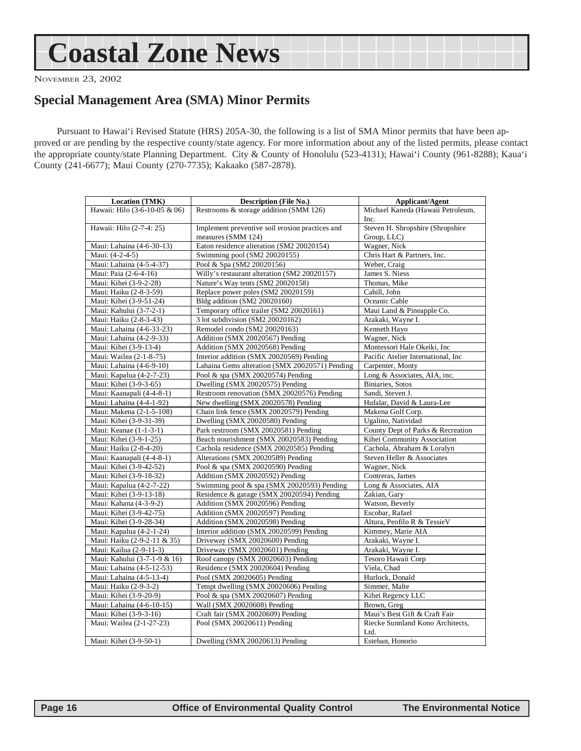# Coastal Zone News

NOVEMBER 23, 2002

## Special Management Area (SMA) Minor Permits

Pursuant to Hawai'i Revised Statute (HRS) 205A-30, the following is a list of SMA Minor permits that have been approved or are pending by the respective county/state agency. For more information about any of the listed permits, please contact the appropriate county/state Planning Department. City & County of Honolulu (523-4131); Hawai'i County (961-8288); Kaua'i County (241-6677); Maui County (270-7735); Kakaako (587-2878).

| Location (TMK) | Description (File No.) | Applicant/Agent |
|---|---|---|
| Hawaii: Hilo (3-6-10-05 & 06) | Restrooms & storage addition (SMM 126) | Michael Kaneda (Hawaii Petroleum, Inc. |
| Hawaii: Hilo (2-7-4: 25) | Implement preventive soil erosion practices and measures (SMM 124) | Steven H. Shropshire (Shropshire Group, LLC) |
| Maui: Lahaina (4-6-30-13) | Eaton residence alteration (SM2 20020154) | Wagner, Nick |
| Maui: (4-2-4-5) | Swimming pool (SM2 20020155) | Chris Hart & Partners, Inc. |
| Maui: Lahaina (4-5-4-37) | Pool & Spa (SM2 20020156) | Weber, Craig |
| Maui: Paia (2-6-4-16) | Willy's restaurant alteration (SM2 20020157) | James S. Niess |
| Maui: Kihei (3-9-2-28) | Nature's Way tents (SM2 20020158) | Thomas, Mike |
| Maui: Haiku (2-8-3-59) | Replace power poles (SM2 20020159) | Cahill, John |
| Maui: Kihei (3-9-51-24) | Bldg addition (SM2 20020160) | Oceanic Cable |
| Maui: Kahului (3-7-2-1) | Temporary office trailer (SM2 20020161) | Maui Land & Pineapple Co. |
| Maui: Haiku (2-8-3-43) | 3 lot subdivision (SM2 20020162) | Arakaki, Wayne I. |
| Maui: Lahaina (4-6-33-23) | Remodel condo (SM2 20020163) | Kenneth Hayo |
| Maui: Lahaina (4-2-9-33) | Addition (SMX 20020567) Pending | Wagner, Nick |
| Maui: Kihei (3-9-13-4) | Addition (SMX 20020568) Pending | Montessori Hale Okeiki, Inc |
| Maui: Wailea (2-1-8-75) | Interior addition (SMX 20020569) Pending | Pacific Atelier International, Inc |
| Maui: Lahaina (4-6-9-10) | Lahaina Gems alteration (SMX 20020571) Pending | Carpenter, Monty |
| Maui: Kapalua (4-2-7-23) | Pool & spa (SMX 20020574) Pending | Long & Associates, AIA, inc. |
| Maui: Kihei (3-9-3-65) | Dwelling (SMX 20020575) Pending | Biniaries, Sotos |
| Maui: Kaanapali (4-4-8-1) | Restroom renovation (SMX 20020576) Pending | Sandi, Steven J. |
| Maui: Lahaina (4-4-1-92) | New dwelling (SMX 20020578) Pending | Hufalar, David & Laura-Lee |
| Maui: Makena (2-1-5-108) | Chain link fence (SMX 20020579) Pending | Makena Golf Corp. |
| Maui: Kihei (3-9-31-39) | Dwelling (SMX 20020580) Pending | Ugalino, Natividad |
| Maui: Keanae (1-1-3-1) | Park restroom (SMX 20020581) Pending | County Dept of Parks & Recreation |
| Maui: Kihei (3-9-1-25) | Beach nourishment (SMX 20020583) Pending | Kihei Community Association |
| Maui: Haiku (2-8-4-20) | Cachola residence (SMX 20020585) Pending | Cachola, Abraham & Loralyn |
| Maui: Kaanapali (4-4-8-1) | Alterations (SMX 20020589) Pending | Steven Heller & Associates |
| Maui: Kihei (3-9-42-52) | Pool & spa (SMX 20020590) Pending | Wagner, Nick |
| Maui: Kihei (3-9-18-32) | Addition (SMX 20020592) Pending | Contreras, James |
| Maui: Kapalua (4-2-7-22) | Swimming pool & spa (SMX 20020593) Pending | Long & Associates, AIA |
| Maui: Kihei (3-9-13-18) | Residence & garage (SMX 20020594) Pending | Zakian, Gary |
| Maui: Kahana (4-3-9-2) | Addition (SMX 20020596) Pending | Watson, Beverly |
| Maui: Kihei (3-9-42-75) | Addition (SMX 20020597) Pending | Escobar, Rafael |
| Maui: Kihei (3-9-28-34) | Addition (SMX 20020598) Pending | Altura, Peofilo R & TessieV |
| Maui: Kapalua (4-2-1-24) | Interior addition (SMX 20020599) Pending | Kimmey, Marie AIA |
| Maui: Haiku (2-9-2-11 & 35) | Driveway (SMX 20020600) Pending | Arakaki, Wayne I. |
| Maui: Kailua (2-9-11-3) | Driveway (SMX 20020601) Pending | Arakaki, Wayne I. |
| Maui: Kahului (3-7-1-9 & 16) | Roof canopy (SMX 20020603) Pending | Tesoro Hawaii Corp |
| Maui: Lahaina (4-5-12-53) | Residence (SMX 20020604) Pending | Viela, Chad |
| Maui: Lahaina (4-5-13-4) | Pool (SMX 20020605) Pending | Hurlock, Donald |
| Maui: Haiku (2-9-3-2) | Tempt dwelling (SMX 20020606) Pending | Simmer, Malte |
| Maui: Kihei (3-9-20-9) | Pool & spa (SMX 20020607) Pending | Kihei Regency LLC |
| Maui: Lahaina (4-6-10-15) | Wall (SMX 20020608) Pending | Brown, Greg |
| Maui: Kihei (3-9-3-16) | Craft fair (SMX 20020609) Pending | Maui's Best Gift & Craft Fair |
| Maui: Wailea (2-1-27-23) | Pool (SMX 20020611) Pending | Riecke Sunnland Kono Architects, Ltd. |
| Maui: Kihei (3-9-50-1) | Dwelling (SMX 20020613) Pending | Esteban, Honorio |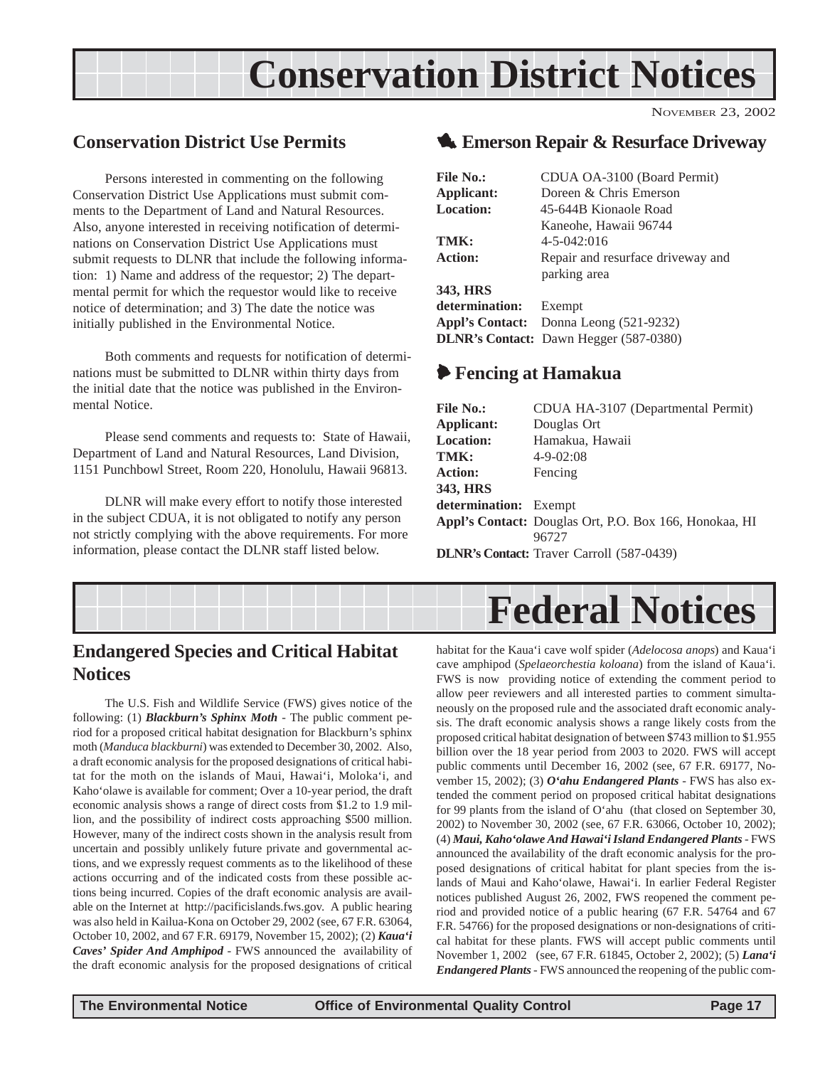# Conservation District Notices

NOVEMBER 23, 2002

## Conservation District Use Permits

Persons interested in commenting on the following Conservation District Use Applications must submit comments to the Department of Land and Natural Resources. Also, anyone interested in receiving notification of determinations on Conservation District Use Applications must submit requests to DLNR that include the following information: 1) Name and address of the requestor; 2) The departmental permit for which the requestor would like to receive notice of determination; and 3) The date the notice was initially published in the Environmental Notice.

Both comments and requests for notification of determinations must be submitted to DLNR within thirty days from the initial date that the notice was published in the Environmental Notice.

Please send comments and requests to: State of Hawaii, Department of Land and Natural Resources, Land Division, 1151 Punchbowl Street, Room 220, Honolulu, Hawaii 96813.

DLNR will make every effort to notify those interested in the subject CDUA, it is not obligated to notify any person not strictly complying with the above requirements. For more information, please contact the DLNR staff listed below.

## Emerson Repair & Resurface Driveway

**File No.:** CDUA OA-3100 (Board Permit)
**Applicant:** Doreen & Chris Emerson
**Location:** 45-644B Kionaole Road Kaneohe, Hawaii 96744
**TMK:** 4-5-042:016
**Action:** Repair and resurface driveway and parking area
**343, HRS determination:** Exempt
**Appl's Contact:** Donna Leong (521-9232)
**DLNR's Contact:** Dawn Hegger (587-0380)

## Fencing at Hamakua

**File No.:** CDUA HA-3107 (Departmental Permit)
**Applicant:** Douglas Ort
**Location:** Hamakua, Hawaii
**TMK:** 4-9-02:08
**Action:** Fencing
**343, HRS determination:** Exempt
**Appl's Contact:** Douglas Ort, P.O. Box 166, Honokaa, HI 96727
**DLNR's Contact:** Traver Carroll (587-0439)

# Federal Notices

## Endangered Species and Critical Habitat Notices

The U.S. Fish and Wildlife Service (FWS) gives notice of the following: (1) ***Blackburn's Sphinx Moth*** - The public comment period for a proposed critical habitat designation for Blackburn's sphinx moth (*Manduca blackburni*) was extended to December 30, 2002. Also, a draft economic analysis for the proposed designations of critical habitat for the moth on the islands of Maui, Hawai'i, Moloka'i, and Kaho'olawe is available for comment; Over a 10-year period, the draft economic analysis shows a range of direct costs from $1.2 to 1.9 million, and the possibility of indirect costs approaching $500 million. However, many of the indirect costs shown in the analysis result from uncertain and possibly unlikely future private and governmental actions, and we expressly request comments as to the likelihood of these actions occurring and of the indicated costs from these possible actions being incurred. Copies of the draft economic analysis are available on the Internet at http://pacificislands.fws.gov. A public hearing was also held in Kailua-Kona on October 29, 2002 (see, 67 F.R. 63064, October 10, 2002, and 67 F.R. 69179, November 15, 2002); (2) ***Kaua'i Caves' Spider And Amphipod*** - FWS announced the availability of the draft economic analysis for the proposed designations of critical habitat for the Kaua'i cave wolf spider (*Adelocosa anops*) and Kaua'i cave amphipod (*Spelaeorchestia koloana*) from the island of Kaua'i. FWS is now providing notice of extending the comment period to allow peer reviewers and all interested parties to comment simultaneously on the proposed rule and the associated draft economic analysis. The draft economic analysis shows a range likely costs from the proposed critical habitat designation of between $743 million to $1.955 billion over the 18 year period from 2003 to 2020. FWS will accept public comments until December 16, 2002 (see, 67 F.R. 69177, November 15, 2002); (3) ***O'ahu Endangered Plants*** - FWS has also extended the comment period on proposed critical habitat designations for 99 plants from the island of O'ahu (that closed on September 30, 2002) to November 30, 2002 (see, 67 F.R. 63066, October 10, 2002); (4) ***Maui, Kaho'olawe And Hawai'i Island Endangered Plants*** - FWS announced the availability of the draft economic analysis for the proposed designations of critical habitat for plant species from the islands of Maui and Kaho'olawe, Hawai'i. In earlier Federal Register notices published August 26, 2002, FWS reopened the comment period and provided notice of a public hearing (67 F.R. 54764 and 67 F.R. 54766) for the proposed designations or non-designations of critical habitat for these plants. FWS will accept public comments until November 1, 2002 (see, 67 F.R. 61845, October 2, 2002); (5) ***Lana'i Endangered Plants*** - FWS announced the reopening of the public com-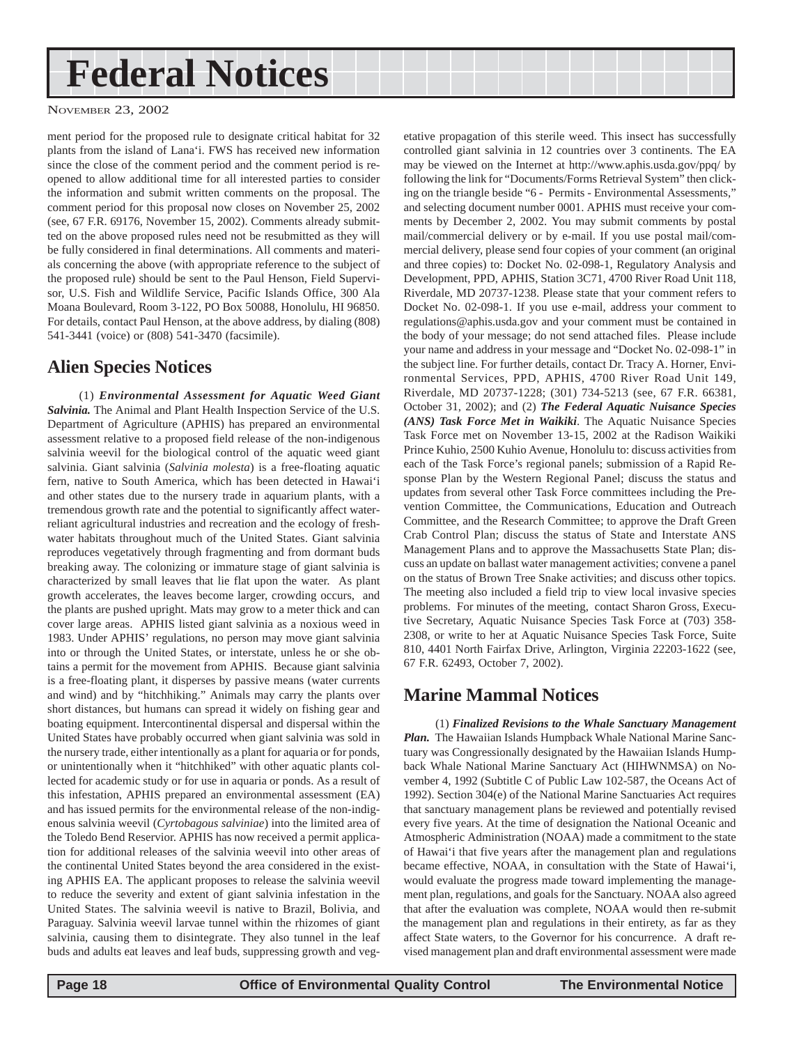# Federal Notices

ment period for the proposed rule to designate critical habitat for 32 plants from the island of Lana'i. FWS has received new information since the close of the comment period and the comment period is reopened to allow additional time for all interested parties to consider the information and submit written comments on the proposal. The comment period for this proposal now closes on November 25, 2002 (see, 67 F.R. 69176, November 15, 2002). Comments already submitted on the above proposed rules need not be resubmitted as they will be fully considered in final determinations. All comments and materials concerning the above (with appropriate reference to the subject of the proposed rule) should be sent to the Paul Henson, Field Supervisor, U.S. Fish and Wildlife Service, Pacific Islands Office, 300 Ala Moana Boulevard, Room 3-122, PO Box 50088, Honolulu, HI 96850. For details, contact Paul Henson, at the above address, by dialing (808) 541-3441 (voice) or (808) 541-3470 (facsimile).

## Alien Species Notices

(1) ***Environmental Assessment for Aquatic Weed Giant Salvinia.*** The Animal and Plant Health Inspection Service of the U.S. Department of Agriculture (APHIS) has prepared an environmental assessment relative to a proposed field release of the non-indigenous salvinia weevil for the biological control of the aquatic weed giant salvinia. Giant salvinia (*Salvinia molesta*) is a free-floating aquatic fern, native to South America, which has been detected in Hawai'i and other states due to the nursery trade in aquarium plants, with a tremendous growth rate and the potential to significantly affect water-reliant agricultural industries and recreation and the ecology of freshwater habitats throughout much of the United States. Giant salvinia reproduces vegetatively through fragmenting and from dormant buds breaking away. The colonizing or immature stage of giant salvinia is characterized by small leaves that lie flat upon the water. As plant growth accelerates, the leaves become larger, crowding occurs, and the plants are pushed upright. Mats may grow to a meter thick and can cover large areas. APHIS listed giant salvinia as a noxious weed in 1983. Under APHIS' regulations, no person may move giant salvinia into or through the United States, or interstate, unless he or she obtains a permit for the movement from APHIS. Because giant salvinia is a free-floating plant, it disperses by passive means (water currents and wind) and by "hitchhiking." Animals may carry the plants over short distances, but humans can spread it widely on fishing gear and boating equipment. Intercontinental dispersal and dispersal within the United States have probably occurred when giant salvinia was sold in the nursery trade, either intentionally as a plant for aquaria or for ponds, or unintentionally when it "hitchhiked" with other aquatic plants collected for academic study or for use in aquaria or ponds. As a result of this infestation, APHIS prepared an environmental assessment (EA) and has issued permits for the environmental release of the non-indigenous salvinia weevil (*Cyrtobagous salviniae*) into the limited area of the Toledo Bend Reservior. APHIS has now received a permit application for additional releases of the salvinia weevil into other areas of the continental United States beyond the area considered in the existing APHIS EA. The applicant proposes to release the salvinia weevil to reduce the severity and extent of giant salvinia infestation in the United States. The salvinia weevil is native to Brazil, Bolivia, and Paraguay. Salvinia weevil larvae tunnel within the rhizomes of giant salvinia, causing them to disintegrate. They also tunnel in the leaf buds and adults eat leaves and leaf buds, suppressing growth and vegetative propagation of this sterile weed. This insect has successfully controlled giant salvinia in 12 countries over 3 continents. The EA may be viewed on the Internet at http://www.aphis.usda.gov/ppq/ by following the link for "Documents/Forms Retrieval System" then clicking on the triangle beside "6 - Permits - Environmental Assessments," and selecting document number 0001. APHIS must receive your comments by December 2, 2002. You may submit comments by postal mail/commercial delivery or by e-mail. If you use postal mail/commercial delivery, please send four copies of your comment (an original and three copies) to: Docket No. 02-098-1, Regulatory Analysis and Development, PPD, APHIS, Station 3C71, 4700 River Road Unit 118, Riverdale, MD 20737-1238. Please state that your comment refers to Docket No. 02-098-1. If you use e-mail, address your comment to regulations@aphis.usda.gov and your comment must be contained in the body of your message; do not send attached files. Please include your name and address in your message and "Docket No. 02-098-1" in the subject line. For further details, contact Dr. Tracy A. Horner, Environmental Services, PPD, APHIS, 4700 River Road Unit 149, Riverdale, MD 20737-1228; (301) 734-5213 (see, 67 F.R. 66381, October 31, 2002); and (2) ***The Federal Aquatic Nuisance Species (ANS) Task Force Met in Waikiki***. The Aquatic Nuisance Species Task Force met on November 13-15, 2002 at the Radison Waikiki Prince Kuhio, 2500 Kuhio Avenue, Honolulu to: discuss activities from each of the Task Force's regional panels; submission of a Rapid Response Plan by the Western Regional Panel; discuss the status and updates from several other Task Force committees including the Prevention Committee, the Communications, Education and Outreach Committee, and the Research Committee; to approve the Draft Green Crab Control Plan; discuss the status of State and Interstate ANS Management Plans and to approve the Massachusetts State Plan; discuss an update on ballast water management activities; convene a panel on the status of Brown Tree Snake activities; and discuss other topics. The meeting also included a field trip to view local invasive species problems. For minutes of the meeting, contact Sharon Gross, Executive Secretary, Aquatic Nuisance Species Task Force at (703) 358-2308, or write to her at Aquatic Nuisance Species Task Force, Suite 810, 4401 North Fairfax Drive, Arlington, Virginia 22203-1622 (see, 67 F.R. 62493, October 7, 2002).

## Marine Mammal Notices

(1) ***Finalized Revisions to the Whale Sanctuary Management Plan.*** The Hawaiian Islands Humpback Whale National Marine Sanctuary was Congressionally designated by the Hawaiian Islands Humpback Whale National Marine Sanctuary Act (HIHWNMSA) on November 4, 1992 (Subtitle C of Public Law 102-587, the Oceans Act of 1992). Section 304(e) of the National Marine Sanctuaries Act requires that sanctuary management plans be reviewed and potentially revised every five years. At the time of designation the National Oceanic and Atmospheric Administration (NOAA) made a commitment to the state of Hawai'i that five years after the management plan and regulations became effective, NOAA, in consultation with the State of Hawai'i, would evaluate the progress made toward implementing the management plan, regulations, and goals for the Sanctuary. NOAA also agreed that after the evaluation was complete, NOAA would then re-submit the management plan and regulations in their entirety, as far as they affect State waters, to the Governor for his concurrence. A draft revised management plan and draft environmental assessment were made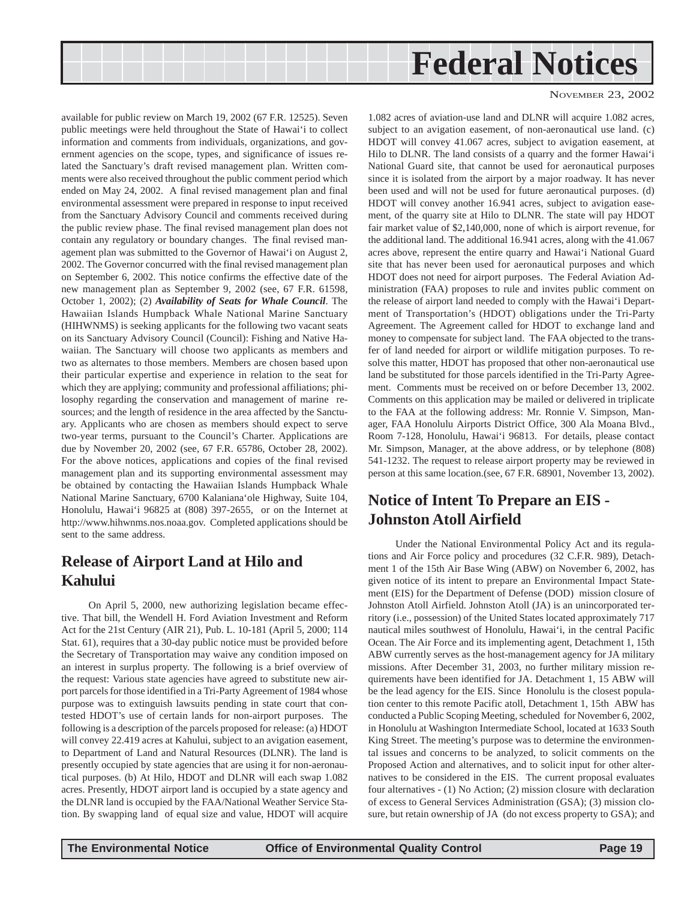available for public review on March 19, 2002 (67 F.R. 12525). Seven public meetings were held throughout the State of Hawai'i to collect information and comments from individuals, organizations, and government agencies on the scope, types, and significance of issues related the Sanctuary's draft revised management plan. Written comments were also received throughout the public comment period which ended on May 24, 2002. A final revised management plan and final environmental assessment were prepared in response to input received from the Sanctuary Advisory Council and comments received during the public review phase. The final revised management plan does not contain any regulatory or boundary changes. The final revised management plan was submitted to the Governor of Hawai'i on August 2, 2002. The Governor concurred with the final revised management plan on September 6, 2002. This notice confirms the effective date of the new management plan as September 9, 2002 (see, 67 F.R. 61598, October 1, 2002); (2) ***Availability of Seats for Whale Council***. The Hawaiian Islands Humpback Whale National Marine Sanctuary (HIHWNMS) is seeking applicants for the following two vacant seats on its Sanctuary Advisory Council (Council): Fishing and Native Hawaiian. The Sanctuary will choose two applicants as members and two as alternates to those members. Members are chosen based upon their particular expertise and experience in relation to the seat for which they are applying; community and professional affiliations; philosophy regarding the conservation and management of marine resources; and the length of residence in the area affected by the Sanctuary. Applicants who are chosen as members should expect to serve two-year terms, pursuant to the Council's Charter. Applications are due by November 20, 2002 (see, 67 F.R. 65786, October 28, 2002). For the above notices, applications and copies of the final revised management plan and its supporting environmental assessment may be obtained by contacting the Hawaiian Islands Humpback Whale National Marine Sanctuary, 6700 Kalaniana'ole Highway, Suite 104, Honolulu, Hawai'i 96825 at (808) 397-2655, or on the Internet at http://www.hihwnms.nos.noaa.gov. Completed applications should be sent to the same address.

## Release of Airport Land at Hilo and Kahului

On April 5, 2000, new authorizing legislation became effective. That bill, the Wendell H. Ford Aviation Investment and Reform Act for the 21st Century (AIR 21), Pub. L. 10-181 (April 5, 2000; 114 Stat. 61), requires that a 30-day public notice must be provided before the Secretary of Transportation may waive any condition imposed on an interest in surplus property. The following is a brief overview of the request: Various state agencies have agreed to substitute new airport parcels for those identified in a Tri-Party Agreement of 1984 whose purpose was to extinguish lawsuits pending in state court that contested HDOT's use of certain lands for non-airport purposes. The following is a description of the parcels proposed for release: (a) HDOT will convey 22.419 acres at Kahului, subject to an avigation easement, to Department of Land and Natural Resources (DLNR). The land is presently occupied by state agencies that are using it for non-aeronautical purposes. (b) At Hilo, HDOT and DLNR will each swap 1.082 acres. Presently, HDOT airport land is occupied by a state agency and the DLNR land is occupied by the FAA/National Weather Service Station. By swapping land of equal size and value, HDOT will acquire 1.082 acres of aviation-use land and DLNR will acquire 1.082 acres, subject to an avigation easement, of non-aeronautical use land. (c) HDOT will convey 41.067 acres, subject to avigation easement, at Hilo to DLNR. The land consists of a quarry and the former Hawai'i National Guard site, that cannot be used for aeronautical purposes since it is isolated from the airport by a major roadway. It has never been used and will not be used for future aeronautical purposes. (d) HDOT will convey another 16.941 acres, subject to avigation easement, of the quarry site at Hilo to DLNR. The state will pay HDOT fair market value of $2,140,000, none of which is airport revenue, for the additional land. The additional 16.941 acres, along with the 41.067 acres above, represent the entire quarry and Hawai'i National Guard site that has never been used for aeronautical purposes and which HDOT does not need for airport purposes. The Federal Aviation Administration (FAA) proposes to rule and invites public comment on the release of airport land needed to comply with the Hawai'i Department of Transportation's (HDOT) obligations under the Tri-Party Agreement. The Agreement called for HDOT to exchange land and money to compensate for subject land. The FAA objected to the transfer of land needed for airport or wildlife mitigation purposes. To resolve this matter, HDOT has proposed that other non-aeronautical use land be substituted for those parcels identified in the Tri-Party Agreement. Comments must be received on or before December 13, 2002. Comments on this application may be mailed or delivered in triplicate to the FAA at the following address: Mr. Ronnie V. Simpson, Manager, FAA Honolulu Airports District Office, 300 Ala Moana Blvd., Room 7-128, Honolulu, Hawai'i 96813. For details, please contact Mr. Simpson, Manager, at the above address, or by telephone (808) 541-1232. The request to release airport property may be reviewed in person at this same location.(see, 67 F.R. 68901, November 13, 2002).

## Notice of Intent To Prepare an EIS - Johnston Atoll Airfield

Under the National Environmental Policy Act and its regulations and Air Force policy and procedures (32 C.F.R. 989), Detachment 1 of the 15th Air Base Wing (ABW) on November 6, 2002, has given notice of its intent to prepare an Environmental Impact Statement (EIS) for the Department of Defense (DOD) mission closure of Johnston Atoll Airfield. Johnston Atoll (JA) is an unincorporated territory (i.e., possession) of the United States located approximately 717 nautical miles southwest of Honolulu, Hawai'i, in the central Pacific Ocean. The Air Force and its implementing agent, Detachment 1, 15th ABW currently serves as the host-management agency for JA military missions. After December 31, 2003, no further military mission requirements have been identified for JA. Detachment 1, 15 ABW will be the lead agency for the EIS. Since Honolulu is the closest population center to this remote Pacific atoll, Detachment 1, 15th ABW has conducted a Public Scoping Meeting, scheduled for November 6, 2002, in Honolulu at Washington Intermediate School, located at 1633 South King Street. The meeting's purpose was to determine the environmental issues and concerns to be analyzed, to solicit comments on the Proposed Action and alternatives, and to solicit input for other alternatives to be considered in the EIS. The current proposal evaluates four alternatives - (1) No Action; (2) mission closure with declaration of excess to General Services Administration (GSA); (3) mission closure, but retain ownership of JA (do not excess property to GSA); and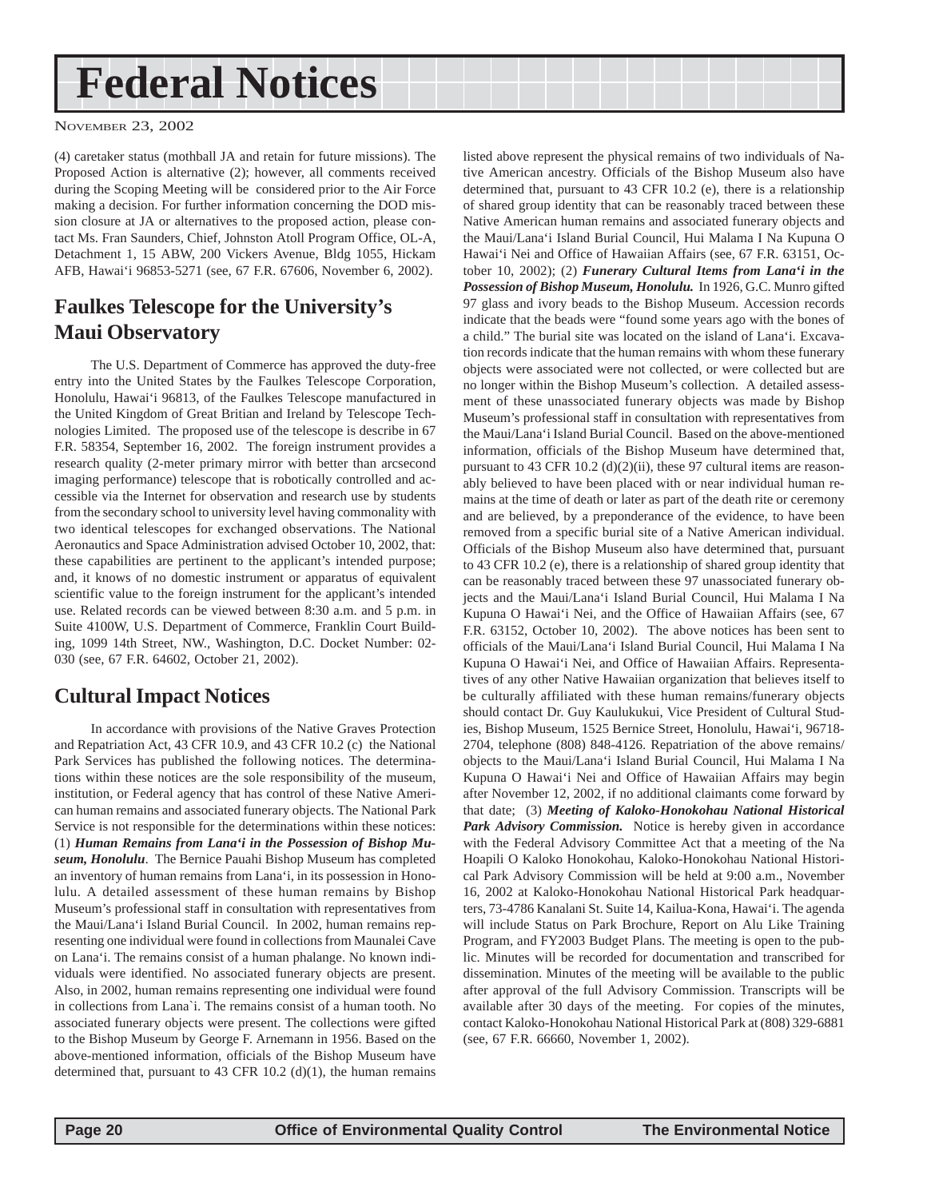# Federal Notices

(4) caretaker status (mothball JA and retain for future missions). The Proposed Action is alternative (2); however, all comments received during the Scoping Meeting will be considered prior to the Air Force making a decision. For further information concerning the DOD mission closure at JA or alternatives to the proposed action, please contact Ms. Fran Saunders, Chief, Johnston Atoll Program Office, OL-A, Detachment 1, 15 ABW, 200 Vickers Avenue, Bldg 1055, Hickam AFB, Hawai'i 96853-5271 (see, 67 F.R. 67606, November 6, 2002).

## Faulkes Telescope for the University's Maui Observatory

The U.S. Department of Commerce has approved the duty-free entry into the United States by the Faulkes Telescope Corporation, Honolulu, Hawai'i 96813, of the Faulkes Telescope manufactured in the United Kingdom of Great Britian and Ireland by Telescope Technologies Limited. The proposed use of the telescope is describe in 67 F.R. 58354, September 16, 2002. The foreign instrument provides a research quality (2-meter primary mirror with better than arcsecond imaging performance) telescope that is robotically controlled and accessible via the Internet for observation and research use by students from the secondary school to university level having commonality with two identical telescopes for exchanged observations. The National Aeronautics and Space Administration advised October 10, 2002, that: these capabilities are pertinent to the applicant's intended purpose; and, it knows of no domestic instrument or apparatus of equivalent scientific value to the foreign instrument for the applicant's intended use. Related records can be viewed between 8:30 a.m. and 5 p.m. in Suite 4100W, U.S. Department of Commerce, Franklin Court Building, 1099 14th Street, NW., Washington, D.C. Docket Number: 02-030 (see, 67 F.R. 64602, October 21, 2002).

## Cultural Impact Notices

In accordance with provisions of the Native Graves Protection and Repatriation Act, 43 CFR 10.9, and 43 CFR 10.2 (c) the National Park Services has published the following notices. The determinations within these notices are the sole responsibility of the museum, institution, or Federal agency that has control of these Native American human remains and associated funerary objects. The National Park Service is not responsible for the determinations within these notices: (1) ***Human Remains from Lana'i in the Possession of Bishop Museum, Honolulu***. The Bernice Pauahi Bishop Museum has completed an inventory of human remains from Lana'i, in its possession in Honolulu. A detailed assessment of these human remains by Bishop Museum's professional staff in consultation with representatives from the Maui/Lana'i Island Burial Council. In 2002, human remains representing one individual were found in collections from Maunalei Cave on Lana'i. The remains consist of a human phalange. No known individuals were identified. No associated funerary objects are present. Also, in 2002, human remains representing one individual were found in collections from Lana`i. The remains consist of a human tooth. No associated funerary objects were present. The collections were gifted to the Bishop Museum by George F. Arnemann in 1956. Based on the above-mentioned information, officials of the Bishop Museum have determined that, pursuant to 43 CFR 10.2 (d)(1), the human remains listed above represent the physical remains of two individuals of Native American ancestry. Officials of the Bishop Museum also have determined that, pursuant to 43 CFR 10.2 (e), there is a relationship of shared group identity that can be reasonably traced between these Native American human remains and associated funerary objects and the Maui/Lana'i Island Burial Council, Hui Malama I Na Kupuna O Hawai'i Nei and Office of Hawaiian Affairs (see, 67 F.R. 63151, October 10, 2002); (2) ***Funerary Cultural Items from Lana'i in the Possession of Bishop Museum, Honolulu.*** In 1926, G.C. Munro gifted 97 glass and ivory beads to the Bishop Museum. Accession records indicate that the beads were "found some years ago with the bones of a child." The burial site was located on the island of Lana'i. Excavation records indicate that the human remains with whom these funerary objects were associated were not collected, or were collected but are no longer within the Bishop Museum's collection. A detailed assessment of these unassociated funerary objects was made by Bishop Museum's professional staff in consultation with representatives from the Maui/Lana'i Island Burial Council. Based on the above-mentioned information, officials of the Bishop Museum have determined that, pursuant to 43 CFR 10.2 (d)(2)(ii), these 97 cultural items are reasonably believed to have been placed with or near individual human remains at the time of death or later as part of the death rite or ceremony and are believed, by a preponderance of the evidence, to have been removed from a specific burial site of a Native American individual. Officials of the Bishop Museum also have determined that, pursuant to 43 CFR 10.2 (e), there is a relationship of shared group identity that can be reasonably traced between these 97 unassociated funerary objects and the Maui/Lana'i Island Burial Council, Hui Malama I Na Kupuna O Hawai'i Nei, and the Office of Hawaiian Affairs (see, 67 F.R. 63152, October 10, 2002). The above notices has been sent to officials of the Maui/Lana'i Island Burial Council, Hui Malama I Na Kupuna O Hawai'i Nei, and Office of Hawaiian Affairs. Representatives of any other Native Hawaiian organization that believes itself to be culturally affiliated with these human remains/funerary objects should contact Dr. Guy Kaulukukui, Vice President of Cultural Studies, Bishop Museum, 1525 Bernice Street, Honolulu, Hawai'i, 96718-2704, telephone (808) 848-4126. Repatriation of the above remains/ objects to the Maui/Lana'i Island Burial Council, Hui Malama I Na Kupuna O Hawai'i Nei and Office of Hawaiian Affairs may begin after November 12, 2002, if no additional claimants come forward by that date; (3) ***Meeting of Kaloko-Honokohau National Historical Park Advisory Commission.*** Notice is hereby given in accordance with the Federal Advisory Committee Act that a meeting of the Na Hoapili O Kaloko Honokohau, Kaloko-Honokohau National Historical Park Advisory Commission will be held at 9:00 a.m., November 16, 2002 at Kaloko-Honokohau National Historical Park headquarters, 73-4786 Kanalani St. Suite 14, Kailua-Kona, Hawai'i. The agenda will include Status on Park Brochure, Report on Alu Like Training Program, and FY2003 Budget Plans. The meeting is open to the public. Minutes will be recorded for documentation and transcribed for dissemination. Minutes of the meeting will be available to the public after approval of the full Advisory Commission. Transcripts will be available after 30 days of the meeting. For copies of the minutes, contact Kaloko-Honokohau National Historical Park at (808) 329-6881 (see, 67 F.R. 66660, November 1, 2002).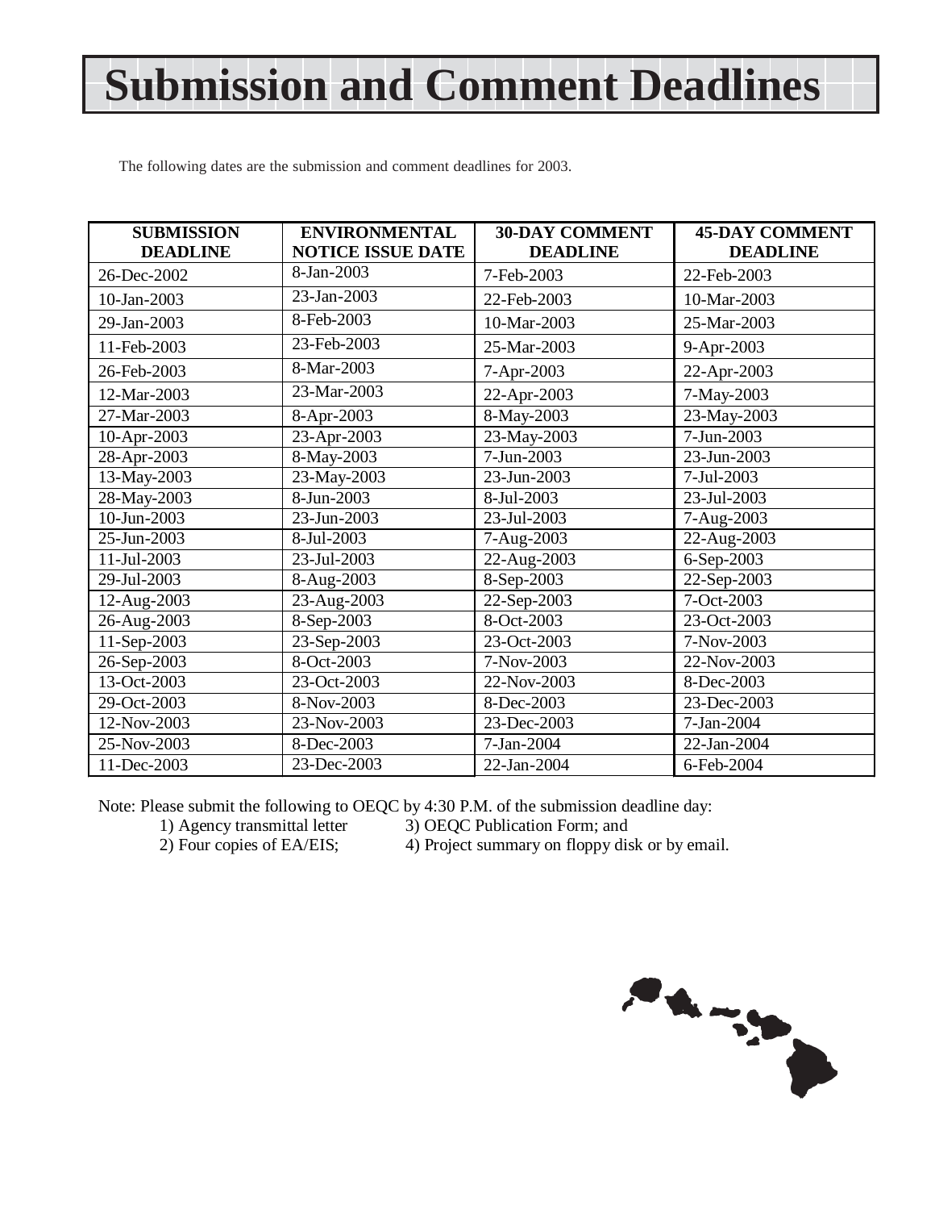# Submission and Comment Deadlines

The following dates are the submission and comment deadlines for 2003.

| SUBMISSION DEADLINE | ENVIRONMENTAL NOTICE ISSUE DATE | 30-DAY COMMENT DEADLINE | 45-DAY COMMENT DEADLINE |
|---|---|---|---|
| 26-Dec-2002 | 8-Jan-2003 | 7-Feb-2003 | 22-Feb-2003 |
| 10-Jan-2003 | 23-Jan-2003 | 22-Feb-2003 | 10-Mar-2003 |
| 29-Jan-2003 | 8-Feb-2003 | 10-Mar-2003 | 25-Mar-2003 |
| 11-Feb-2003 | 23-Feb-2003 | 25-Mar-2003 | 9-Apr-2003 |
| 26-Feb-2003 | 8-Mar-2003 | 7-Apr-2003 | 22-Apr-2003 |
| 12-Mar-2003 | 23-Mar-2003 | 22-Apr-2003 | 7-May-2003 |
| 27-Mar-2003 | 8-Apr-2003 | 8-May-2003 | 23-May-2003 |
| 10-Apr-2003 | 23-Apr-2003 | 23-May-2003 | 7-Jun-2003 |
| 28-Apr-2003 | 8-May-2003 | 7-Jun-2003 | 23-Jun-2003 |
| 13-May-2003 | 23-May-2003 | 23-Jun-2003 | 7-Jul-2003 |
| 28-May-2003 | 8-Jun-2003 | 8-Jul-2003 | 23-Jul-2003 |
| 10-Jun-2003 | 23-Jun-2003 | 23-Jul-2003 | 7-Aug-2003 |
| 25-Jun-2003 | 8-Jul-2003 | 7-Aug-2003 | 22-Aug-2003 |
| 11-Jul-2003 | 23-Jul-2003 | 22-Aug-2003 | 6-Sep-2003 |
| 29-Jul-2003 | 8-Aug-2003 | 8-Sep-2003 | 22-Sep-2003 |
| 12-Aug-2003 | 23-Aug-2003 | 22-Sep-2003 | 7-Oct-2003 |
| 26-Aug-2003 | 8-Sep-2003 | 8-Oct-2003 | 23-Oct-2003 |
| 11-Sep-2003 | 23-Sep-2003 | 23-Oct-2003 | 7-Nov-2003 |
| 26-Sep-2003 | 8-Oct-2003 | 7-Nov-2003 | 22-Nov-2003 |
| 13-Oct-2003 | 23-Oct-2003 | 22-Nov-2003 | 8-Dec-2003 |
| 29-Oct-2003 | 8-Nov-2003 | 8-Dec-2003 | 23-Dec-2003 |
| 12-Nov-2003 | 23-Nov-2003 | 23-Dec-2003 | 7-Jan-2004 |
| 25-Nov-2003 | 8-Dec-2003 | 7-Jan-2004 | 22-Jan-2004 |
| 11-Dec-2003 | 23-Dec-2003 | 22-Jan-2004 | 6-Feb-2004 |

Note: Please submit the following to OEQC by 4:30 P.M. of the submission deadline day:

1) Agency transmittal letter
2) Four copies of EA/EIS;
3) OEQC Publication Form; and
4) Project summary on floppy disk or by email.